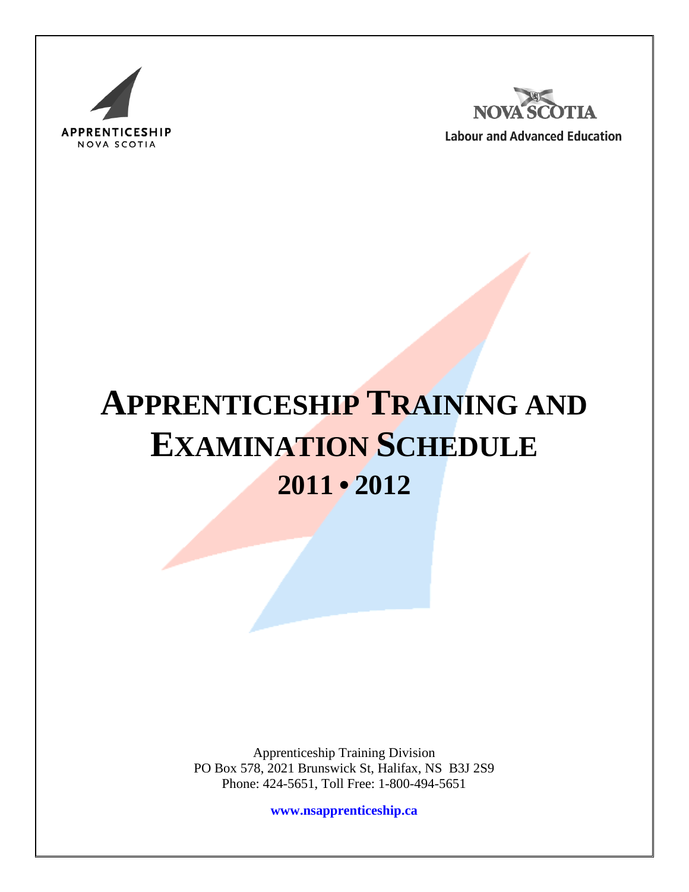APPRENTICESHIP
NOVA SCOTIA

NOVA SCOTIA
Labour and Advanced Education

# APPRENTICESHIP TRAINING AND EXAMINATION SCHEDULE
## 2011 • 2012

Apprenticeship Training Division
PO Box 578, 2021 Brunswick St, Halifax, NS B3J 2S9
Phone: 424-5651, Toll Free: 1-800-494-5651

**www.nsapprenticeship.ca**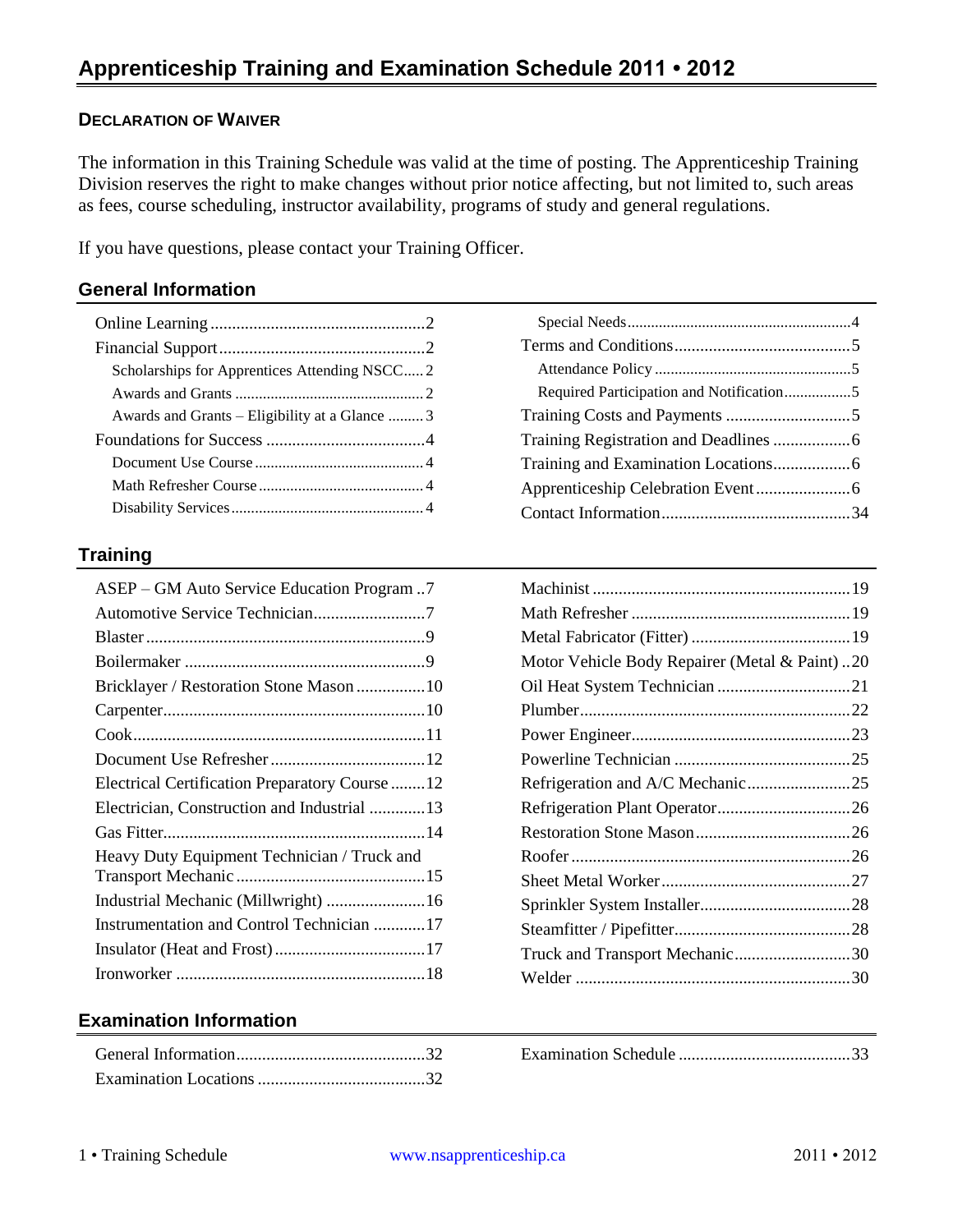# Apprenticeship Training and Examination Schedule 2011 • 2012

**DECLARATION OF WAIVER**

The information in this Training Schedule was valid at the time of posting. The Apprenticeship Training Division reserves the right to make changes without prior notice affecting, but not limited to, such areas as fees, course scheduling, instructor availability, programs of study and general regulations.

If you have questions, please contact your Training Officer.

## General Information

- Online Learning ..... 2
- Financial Support ..... 2
  - Scholarships for Apprentices Attending NSCC ..... 2
  - Awards and Grants ..... 2
  - Awards and Grants – Eligibility at a Glance ..... 3
- Foundations for Success ..... 4
  - Document Use Course ..... 4
  - Math Refresher Course ..... 4
  - Disability Services ..... 4
  - Special Needs ..... 4
- Terms and Conditions ..... 5
  - Attendance Policy ..... 5
  - Required Participation and Notification ..... 5
- Training Costs and Payments ..... 5
- Training Registration and Deadlines ..... 6
- Training and Examination Locations ..... 6
- Apprenticeship Celebration Event ..... 6
- Contact Information ..... 34

## Training

- ASEP – GM Auto Service Education Program ..... 7
- Automotive Service Technician ..... 7
- Blaster ..... 9
- Boilermaker ..... 9
- Bricklayer / Restoration Stone Mason ..... 10
- Carpenter ..... 10
- Cook ..... 11
- Document Use Refresher ..... 12
- Electrical Certification Preparatory Course ..... 12
- Electrician, Construction and Industrial ..... 13
- Gas Fitter ..... 14
- Heavy Duty Equipment Technician / Truck and Transport Mechanic ..... 15
- Industrial Mechanic (Millwright) ..... 16
- Instrumentation and Control Technician ..... 17
- Insulator (Heat and Frost) ..... 17
- Ironworker ..... 18
- Machinist ..... 19
- Math Refresher ..... 19
- Metal Fabricator (Fitter) ..... 19
- Motor Vehicle Body Repairer (Metal & Paint) ..... 20
- Oil Heat System Technician ..... 21
- Plumber ..... 22
- Power Engineer ..... 23
- Powerline Technician ..... 25
- Refrigeration and A/C Mechanic ..... 25
- Refrigeration Plant Operator ..... 26
- Restoration Stone Mason ..... 26
- Roofer ..... 26
- Sheet Metal Worker ..... 27
- Sprinkler System Installer ..... 28
- Steamfitter / Pipefitter ..... 28
- Truck and Transport Mechanic ..... 30
- Welder ..... 30

## Examination Information

- General Information ..... 32
- Examination Locations ..... 32
- Examination Schedule ..... 33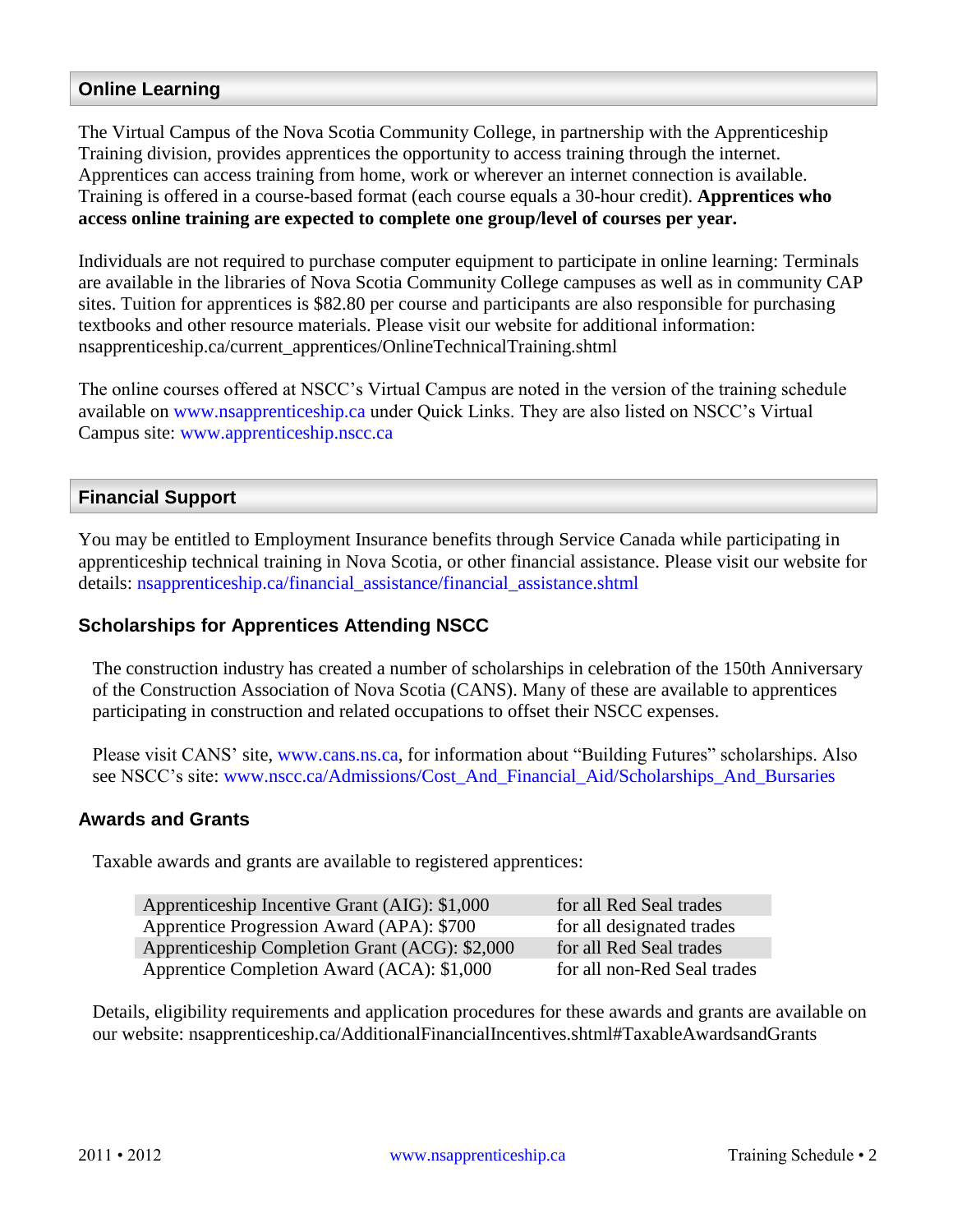## Online Learning

The Virtual Campus of the Nova Scotia Community College, in partnership with the Apprenticeship Training division, provides apprentices the opportunity to access training through the internet. Apprentices can access training from home, work or wherever an internet connection is available. Training is offered in a course-based format (each course equals a 30-hour credit). **Apprentices who access online training are expected to complete one group/level of courses per year.**

Individuals are not required to purchase computer equipment to participate in online learning: Terminals are available in the libraries of Nova Scotia Community College campuses as well as in community CAP sites. Tuition for apprentices is $82.80 per course and participants are also responsible for purchasing textbooks and other resource materials. Please visit our website for additional information: nsapprenticeship.ca/current_apprentices/OnlineTechnicalTraining.shtml

The online courses offered at NSCC's Virtual Campus are noted in the version of the training schedule available on www.nsapprenticeship.ca under Quick Links. They are also listed on NSCC's Virtual Campus site: www.apprenticeship.nscc.ca

## Financial Support

You may be entitled to Employment Insurance benefits through Service Canada while participating in apprenticeship technical training in Nova Scotia, or other financial assistance. Please visit our website for details: nsapprenticeship.ca/financial_assistance/financial_assistance.shtml

### Scholarships for Apprentices Attending NSCC

The construction industry has created a number of scholarships in celebration of the 150th Anniversary of the Construction Association of Nova Scotia (CANS). Many of these are available to apprentices participating in construction and related occupations to offset their NSCC expenses.

Please visit CANS' site, www.cans.ns.ca, for information about "Building Futures" scholarships. Also see NSCC's site: www.nscc.ca/Admissions/Cost_And_Financial_Aid/Scholarships_And_Bursaries

### Awards and Grants

Taxable awards and grants are available to registered apprentices:

| Award/Grant | Eligibility |
|---|---|
| Apprenticeship Incentive Grant (AIG): $1,000 | for all Red Seal trades |
| Apprentice Progression Award (APA): $700 | for all designated trades |
| Apprenticeship Completion Grant (ACG): $2,000 | for all Red Seal trades |
| Apprentice Completion Award (ACA): $1,000 | for all non-Red Seal trades |

Details, eligibility requirements and application procedures for these awards and grants are available on our website: nsapprenticeship.ca/AdditionalFinancialIncentives.shtml#TaxableAwardsandGrants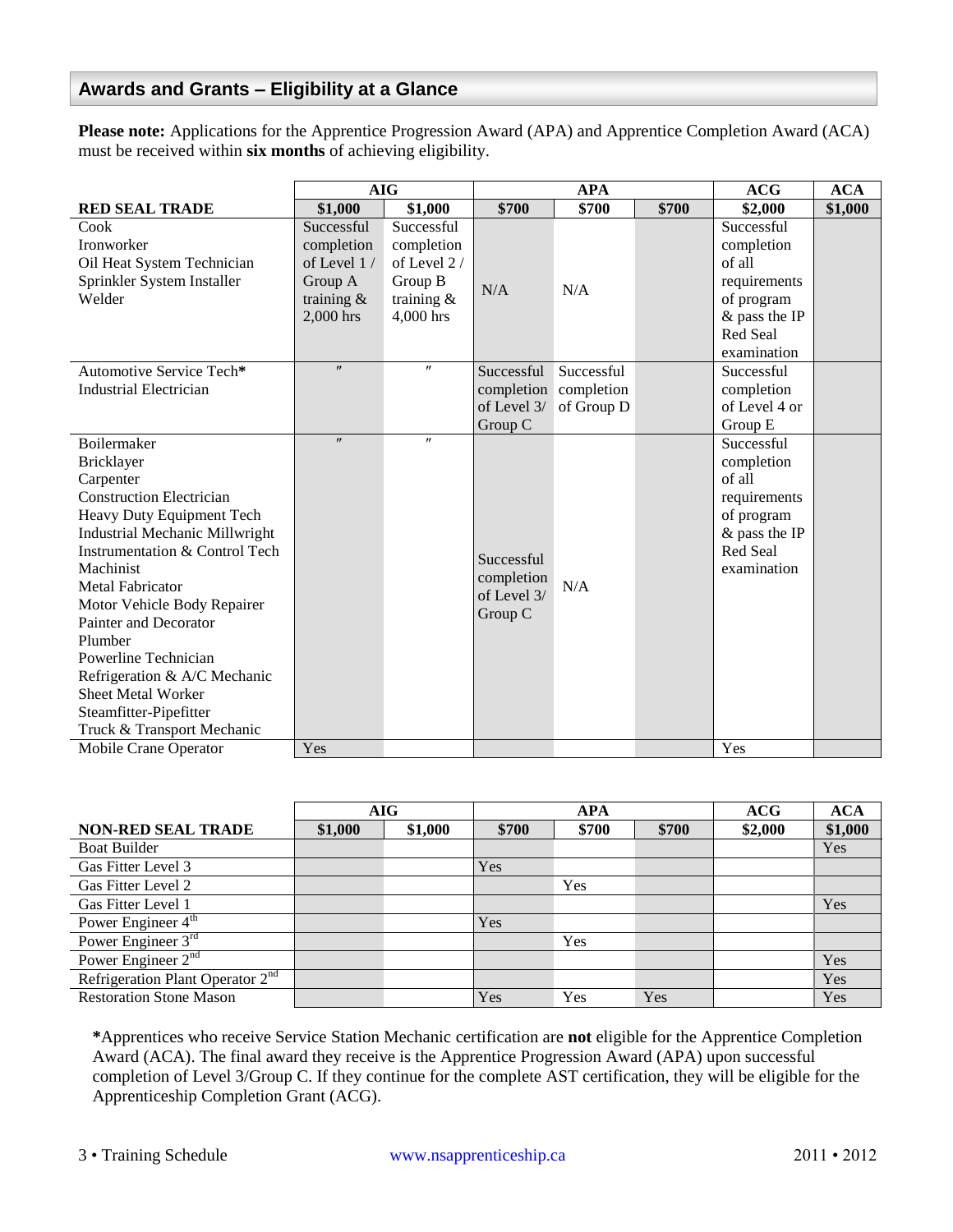## Awards and Grants – Eligibility at a Glance

**Please note:** Applications for the Apprentice Progression Award (APA) and Apprentice Completion Award (ACA) must be received within **six months** of achieving eligibility.

| | AIG | | APA | | | ACG | ACA |
|---|---|---|---|---|---|---|---|
| **RED SEAL TRADE** | **$1,000** | **$1,000** | **$700** | **$700** | **$700** | **$2,000** | **$1,000** |
| Cook<br>Ironworker<br>Oil Heat System Technician<br>Sprinkler System Installer<br>Welder | Successful completion of Level 1 / Group A training & 2,000 hrs | Successful completion of Level 2 / Group B training & 4,000 hrs | N/A | N/A | | Successful completion of all requirements of program & pass the IP Red Seal examination | |
| Automotive Service Tech*<br>Industrial Electrician | ″ | ″ | Successful completion of Level 3/ Group C | Successful completion of Group D | | Successful completion of Level 4 or Group E | |
| Boilermaker<br>Bricklayer<br>Carpenter<br>Construction Electrician<br>Heavy Duty Equipment Tech<br>Industrial Mechanic Millwright<br>Instrumentation & Control Tech<br>Machinist<br>Metal Fabricator<br>Motor Vehicle Body Repairer<br>Painter and Decorator<br>Plumber<br>Powerline Technician<br>Refrigeration & A/C Mechanic<br>Sheet Metal Worker<br>Steamfitter-Pipefitter<br>Truck & Transport Mechanic | ″ | ″ | Successful completion of Level 3/ Group C | N/A | | Successful completion of all requirements of program & pass the IP Red Seal examination | |
| Mobile Crane Operator | Yes | | | | | Yes | |

| | AIG | | APA | | | ACG | ACA |
|---|---|---|---|---|---|---|---|
| **NON-RED SEAL TRADE** | **$1,000** | **$1,000** | **$700** | **$700** | **$700** | **$2,000** | **$1,000** |
| Boat Builder | | | | | | | Yes |
| Gas Fitter Level 3 | | | Yes | | | | |
| Gas Fitter Level 2 | | | | Yes | | | |
| Gas Fitter Level 1 | | | | | | | Yes |
| Power Engineer 4th | | | Yes | | | | |
| Power Engineer 3rd | | | | Yes | | | |
| Power Engineer 2nd | | | | | | | Yes |
| Refrigeration Plant Operator 2nd | | | | | | | Yes |
| Restoration Stone Mason | | | Yes | Yes | Yes | | Yes |

***Apprentices who receive Service Station Mechanic certification are **not** eligible for the Apprentice Completion Award (ACA). The final award they receive is the Apprentice Progression Award (APA) upon successful completion of Level 3/Group C. If they continue for the complete AST certification, they will be eligible for the Apprenticeship Completion Grant (ACG).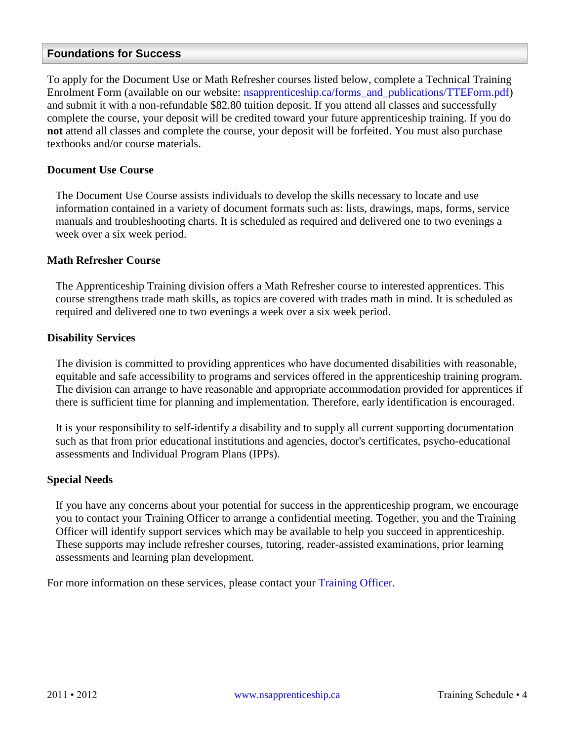## Foundations for Success

To apply for the Document Use or Math Refresher courses listed below, complete a Technical Training Enrolment Form (available on our website: nsapprenticeship.ca/forms_and_publications/TTEForm.pdf) and submit it with a non-refundable $82.80 tuition deposit. If you attend all classes and successfully complete the course, your deposit will be credited toward your future apprenticeship training. If you do **not** attend all classes and complete the course, your deposit will be forfeited. You must also purchase textbooks and/or course materials.

### Document Use Course

The Document Use Course assists individuals to develop the skills necessary to locate and use information contained in a variety of document formats such as: lists, drawings, maps, forms, service manuals and troubleshooting charts. It is scheduled as required and delivered one to two evenings a week over a six week period.

### Math Refresher Course

The Apprenticeship Training division offers a Math Refresher course to interested apprentices. This course strengthens trade math skills, as topics are covered with trades math in mind. It is scheduled as required and delivered one to two evenings a week over a six week period.

### Disability Services

The division is committed to providing apprentices who have documented disabilities with reasonable, equitable and safe accessibility to programs and services offered in the apprenticeship training program. The division can arrange to have reasonable and appropriate accommodation provided for apprentices if there is sufficient time for planning and implementation. Therefore, early identification is encouraged.

It is your responsibility to self-identify a disability and to supply all current supporting documentation such as that from prior educational institutions and agencies, doctor's certificates, psycho-educational assessments and Individual Program Plans (IPPs).

### Special Needs

If you have any concerns about your potential for success in the apprenticeship program, we encourage you to contact your Training Officer to arrange a confidential meeting. Together, you and the Training Officer will identify support services which may be available to help you succeed in apprenticeship. These supports may include refresher courses, tutoring, reader-assisted examinations, prior learning assessments and learning plan development.

For more information on these services, please contact your Training Officer.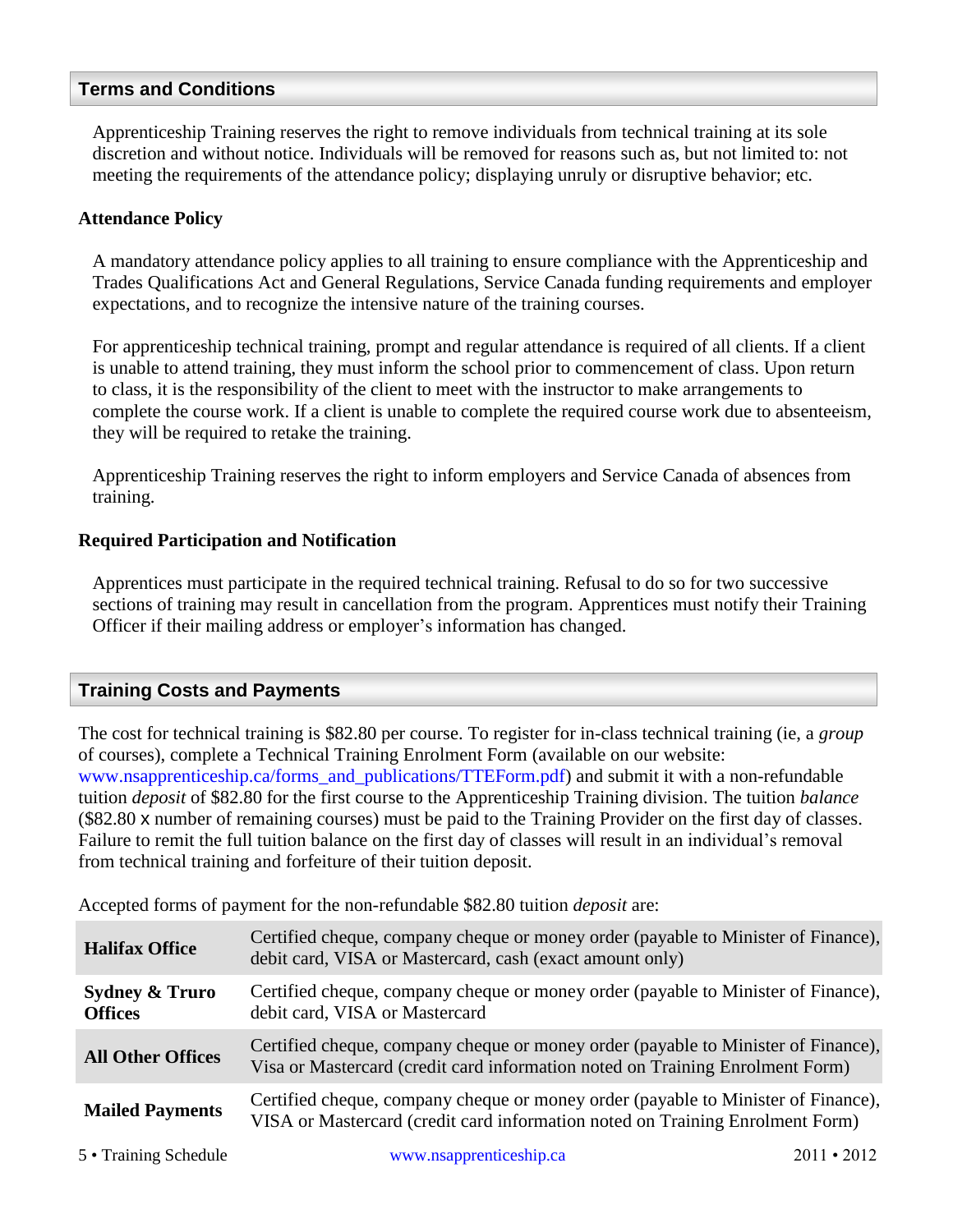## Terms and Conditions

Apprenticeship Training reserves the right to remove individuals from technical training at its sole discretion and without notice. Individuals will be removed for reasons such as, but not limited to: not meeting the requirements of the attendance policy; displaying unruly or disruptive behavior; etc.

### Attendance Policy

A mandatory attendance policy applies to all training to ensure compliance with the Apprenticeship and Trades Qualifications Act and General Regulations, Service Canada funding requirements and employer expectations, and to recognize the intensive nature of the training courses.

For apprenticeship technical training, prompt and regular attendance is required of all clients. If a client is unable to attend training, they must inform the school prior to commencement of class. Upon return to class, it is the responsibility of the client to meet with the instructor to make arrangements to complete the course work. If a client is unable to complete the required course work due to absenteeism, they will be required to retake the training.

Apprenticeship Training reserves the right to inform employers and Service Canada of absences from training.

### Required Participation and Notification

Apprentices must participate in the required technical training. Refusal to do so for two successive sections of training may result in cancellation from the program. Apprentices must notify their Training Officer if their mailing address or employer's information has changed.

## Training Costs and Payments

The cost for technical training is $82.80 per course. To register for in-class technical training (ie, a *group* of courses), complete a Technical Training Enrolment Form (available on our website: www.nsapprenticeship.ca/forms_and_publications/TTEForm.pdf) and submit it with a non-refundable tuition *deposit* of $82.80 for the first course to the Apprenticeship Training division. The tuition *balance* ($82.80 x number of remaining courses) must be paid to the Training Provider on the first day of classes. Failure to remit the full tuition balance on the first day of classes will result in an individual's removal from technical training and forfeiture of their tuition deposit.

Accepted forms of payment for the non-refundable $82.80 tuition *deposit* are:

| | |
|---|---|
| **Halifax Office** | Certified cheque, company cheque or money order (payable to Minister of Finance), debit card, VISA or Mastercard, cash (exact amount only) |
| **Sydney & Truro Offices** | Certified cheque, company cheque or money order (payable to Minister of Finance), debit card, VISA or Mastercard |
| **All Other Offices** | Certified cheque, company cheque or money order (payable to Minister of Finance), Visa or Mastercard (credit card information noted on Training Enrolment Form) |
| **Mailed Payments** | Certified cheque, company cheque or money order (payable to Minister of Finance), VISA or Mastercard (credit card information noted on Training Enrolment Form) |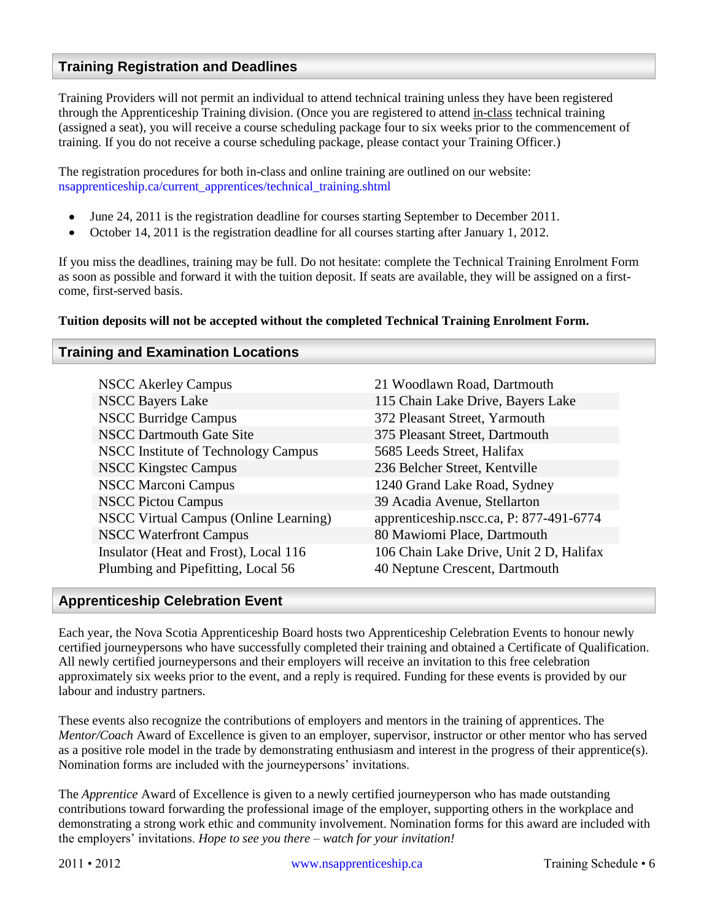## Training Registration and Deadlines

Training Providers will not permit an individual to attend technical training unless they have been registered through the Apprenticeship Training division. (Once you are registered to attend in-class technical training (assigned a seat), you will receive a course scheduling package four to six weeks prior to the commencement of training. If you do not receive a course scheduling package, please contact your Training Officer.)

The registration procedures for both in-class and online training are outlined on our website: nsapprenticeship.ca/current_apprentices/technical_training.shtml

- June 24, 2011 is the registration deadline for courses starting September to December 2011.
- October 14, 2011 is the registration deadline for all courses starting after January 1, 2012.

If you miss the deadlines, training may be full. Do not hesitate: complete the Technical Training Enrolment Form as soon as possible and forward it with the tuition deposit. If seats are available, they will be assigned on a first-come, first-served basis.

**Tuition deposits will not be accepted without the completed Technical Training Enrolment Form.**

## Training and Examination Locations

| | |
|---|---|
| NSCC Akerley Campus | 21 Woodlawn Road, Dartmouth |
| NSCC Bayers Lake | 115 Chain Lake Drive, Bayers Lake |
| NSCC Burridge Campus | 372 Pleasant Street, Yarmouth |
| NSCC Dartmouth Gate Site | 375 Pleasant Street, Dartmouth |
| NSCC Institute of Technology Campus | 5685 Leeds Street, Halifax |
| NSCC Kingstec Campus | 236 Belcher Street, Kentville |
| NSCC Marconi Campus | 1240 Grand Lake Road, Sydney |
| NSCC Pictou Campus | 39 Acadia Avenue, Stellarton |
| NSCC Virtual Campus (Online Learning) | apprenticeship.nscc.ca, P: 877-491-6774 |
| NSCC Waterfront Campus | 80 Mawiomi Place, Dartmouth |
| Insulator (Heat and Frost), Local 116 | 106 Chain Lake Drive, Unit 2 D, Halifax |
| Plumbing and Pipefitting, Local 56 | 40 Neptune Crescent, Dartmouth |

## Apprenticeship Celebration Event

Each year, the Nova Scotia Apprenticeship Board hosts two Apprenticeship Celebration Events to honour newly certified journeypersons who have successfully completed their training and obtained a Certificate of Qualification. All newly certified journeypersons and their employers will receive an invitation to this free celebration approximately six weeks prior to the event, and a reply is required. Funding for these events is provided by our labour and industry partners.

These events also recognize the contributions of employers and mentors in the training of apprentices. The *Mentor/Coach* Award of Excellence is given to an employer, supervisor, instructor or other mentor who has served as a positive role model in the trade by demonstrating enthusiasm and interest in the progress of their apprentice(s). Nomination forms are included with the journeypersons' invitations.

The *Apprentice* Award of Excellence is given to a newly certified journeyperson who has made outstanding contributions toward forwarding the professional image of the employer, supporting others in the workplace and demonstrating a strong work ethic and community involvement. Nomination forms for this award are included with the employers' invitations. *Hope to see you there – watch for your invitation!*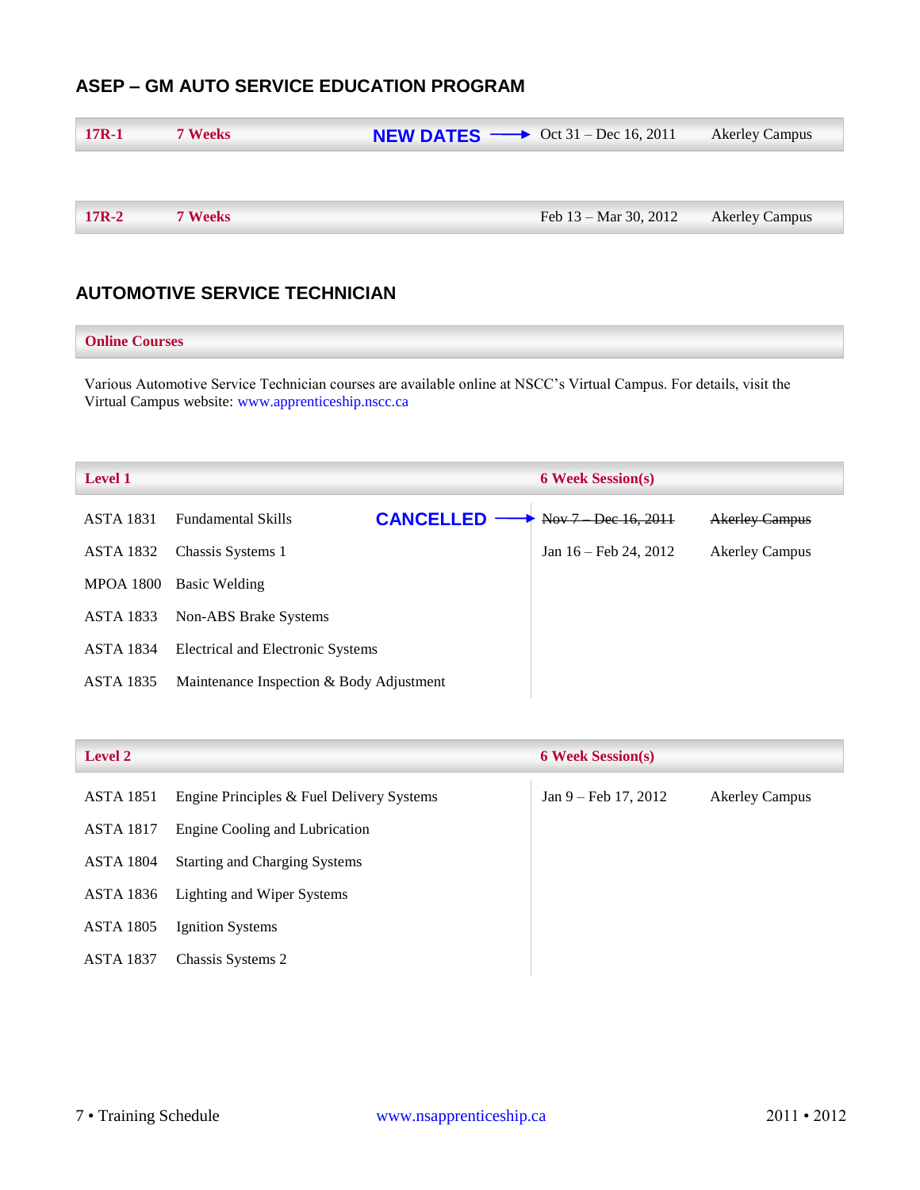## ASEP – GM AUTO SERVICE EDUCATION PROGRAM

| | | | | |
|---|---|---|---|---|
| **17R-1** | **7 Weeks** | **NEW DATES →** | Oct 31 – Dec 16, 2011 | Akerley Campus |
| **17R-2** | **7 Weeks** | | Feb 13 – Mar 30, 2012 | Akerley Campus |

## AUTOMOTIVE SERVICE TECHNICIAN

**Online Courses**

Various Automotive Service Technician courses are available online at NSCC's Virtual Campus. For details, visit the Virtual Campus website: www.apprenticeship.nscc.ca

| **Level 1** | | **6 Week Session(s)** | |
|---|---|---|---|
| ASTA 1831 | Fundamental Skills **CANCELLED →** | ~~Nov 7 – Dec 16, 2011~~ | ~~Akerley Campus~~ |
| ASTA 1832 | Chassis Systems 1 | Jan 16 – Feb 24, 2012 | Akerley Campus |
| MPOA 1800 | Basic Welding | | |
| ASTA 1833 | Non-ABS Brake Systems | | |
| ASTA 1834 | Electrical and Electronic Systems | | |
| ASTA 1835 | Maintenance Inspection & Body Adjustment | | |

| **Level 2** | | **6 Week Session(s)** | |
|---|---|---|---|
| ASTA 1851 | Engine Principles & Fuel Delivery Systems | Jan 9 – Feb 17, 2012 | Akerley Campus |
| ASTA 1817 | Engine Cooling and Lubrication | | |
| ASTA 1804 | Starting and Charging Systems | | |
| ASTA 1836 | Lighting and Wiper Systems | | |
| ASTA 1805 | Ignition Systems | | |
| ASTA 1837 | Chassis Systems 2 | | |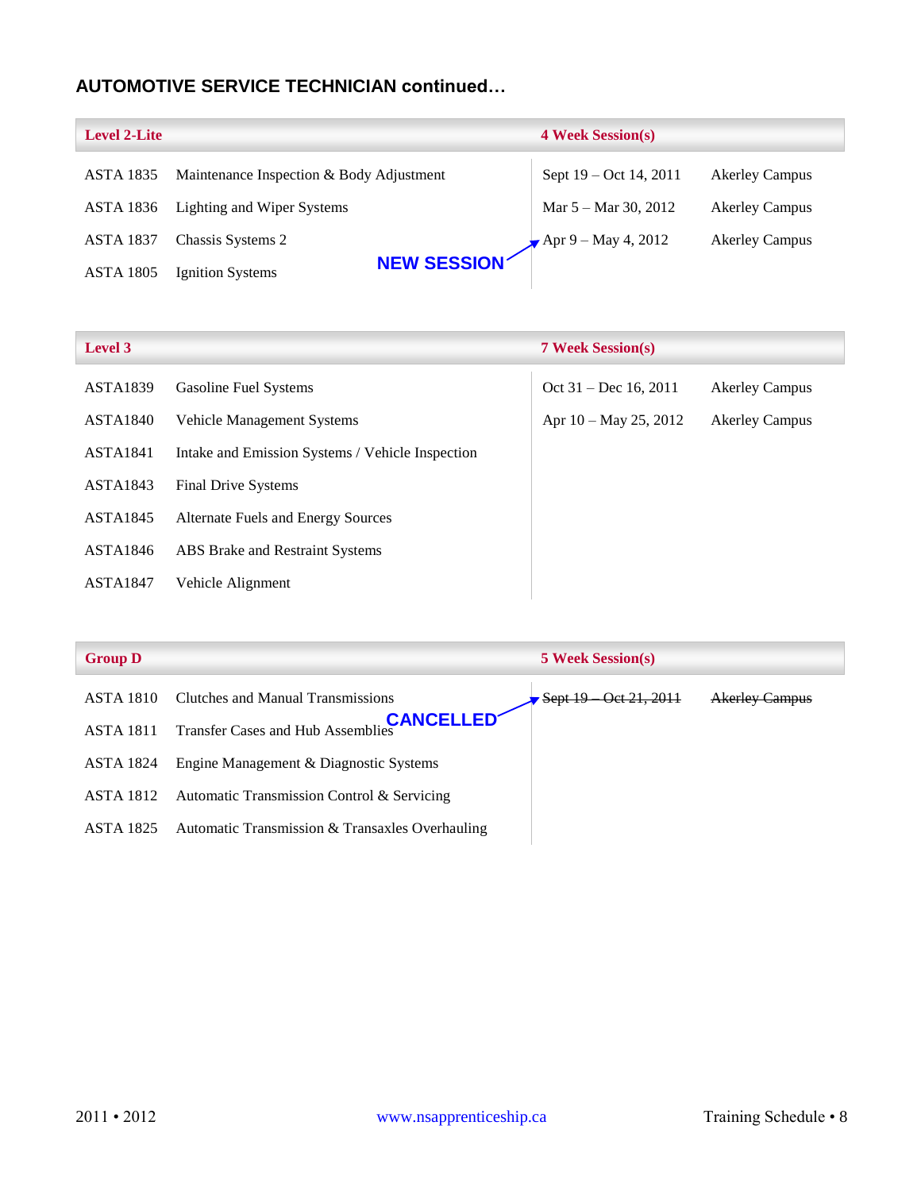## AUTOMOTIVE SERVICE TECHNICIAN continued…

| Level 2-Lite | | 4 Week Session(s) | |
|---|---|---|---|
| ASTA 1835 | Maintenance Inspection & Body Adjustment | Sept 19 – Oct 14, 2011 | Akerley Campus |
| ASTA 1836 | Lighting and Wiper Systems | Mar 5 – Mar 30, 2012 | Akerley Campus |
| ASTA 1837 | Chassis Systems 2 | Apr 9 – May 4, 2012 (NEW SESSION) | Akerley Campus |
| ASTA 1805 | Ignition Systems | | |

| Level 3 | | 7 Week Session(s) | |
|---|---|---|---|
| ASTA1839 | Gasoline Fuel Systems | Oct 31 – Dec 16, 2011 | Akerley Campus |
| ASTA1840 | Vehicle Management Systems | Apr 10 – May 25, 2012 | Akerley Campus |
| ASTA1841 | Intake and Emission Systems / Vehicle Inspection | | |
| ASTA1843 | Final Drive Systems | | |
| ASTA1845 | Alternate Fuels and Energy Sources | | |
| ASTA1846 | ABS Brake and Restraint Systems | | |
| ASTA1847 | Vehicle Alignment | | |

| Group D | | 5 Week Session(s) | |
|---|---|---|---|
| ASTA 1810 | Clutches and Manual Transmissions | ~~Sept 19 – Oct 21, 2011~~ (CANCELLED) | ~~Akerley Campus~~ |
| ASTA 1811 | Transfer Cases and Hub Assemblies | | |
| ASTA 1824 | Engine Management & Diagnostic Systems | | |
| ASTA 1812 | Automatic Transmission Control & Servicing | | |
| ASTA 1825 | Automatic Transmission & Transaxles Overhauling | | |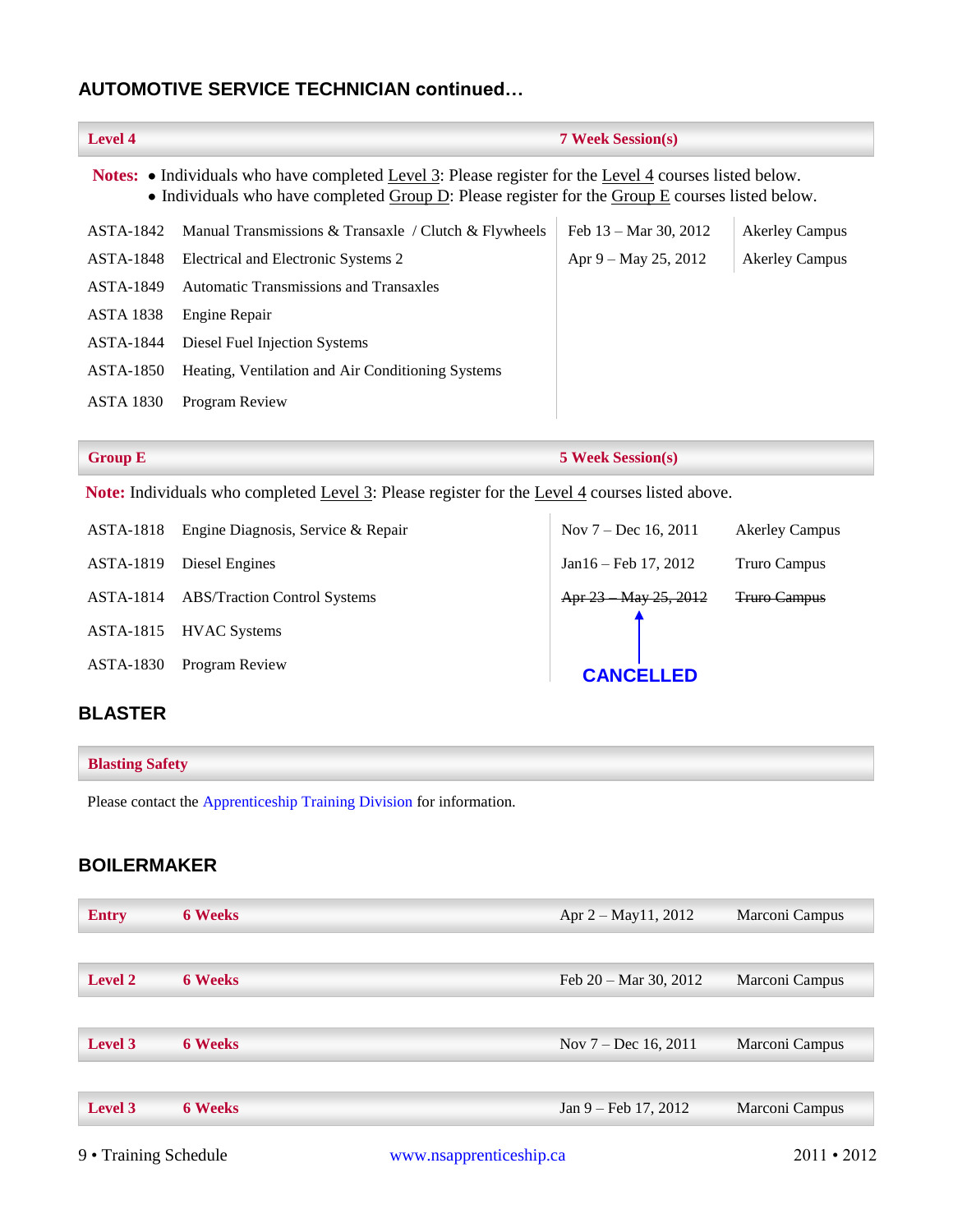## AUTOMOTIVE SERVICE TECHNICIAN continued…

| Level 4 | | 7 Week Session(s) | |
|---|---|---|---|

**Notes:**
- Individuals who have completed Level 3: Please register for the Level 4 courses listed below.
- Individuals who have completed Group D: Please register for the Group E courses listed below.

| Course | Title | Dates | Location |
|---|---|---|---|
| ASTA-1842 | Manual Transmissions & Transaxle / Clutch & Flywheels | Feb 13 – Mar 30, 2012 | Akerley Campus |
| ASTA-1848 | Electrical and Electronic Systems 2 | Apr 9 – May 25, 2012 | Akerley Campus |
| ASTA-1849 | Automatic Transmissions and Transaxles | | |
| ASTA 1838 | Engine Repair | | |
| ASTA-1844 | Diesel Fuel Injection Systems | | |
| ASTA-1850 | Heating, Ventilation and Air Conditioning Systems | | |
| ASTA 1830 | Program Review | | |

| Group E | | 5 Week Session(s) | |
|---|---|---|---|

**Note:** Individuals who completed Level 3: Please register for the Level 4 courses listed above.

| Course | Title | Dates | Location |
|---|---|---|---|
| ASTA-1818 | Engine Diagnosis, Service & Repair | Nov 7 – Dec 16, 2011 | Akerley Campus |
| ASTA-1819 | Diesel Engines | Jan16 – Feb 17, 2012 | Truro Campus |
| ASTA-1814 | ABS/Traction Control Systems | ~~Apr 23 – May 25, 2012~~ **CANCELLED** | ~~Truro Campus~~ |
| ASTA-1815 | HVAC Systems | | |
| ASTA-1830 | Program Review | | |

## BLASTER

**Blasting Safety**

Please contact the Apprenticeship Training Division for information.

## BOILERMAKER

| Level | Duration | Dates | Location |
|---|---|---|---|
| **Entry** | **6 Weeks** | Apr 2 – May11, 2012 | Marconi Campus |
| **Level 2** | **6 Weeks** | Feb 20 – Mar 30, 2012 | Marconi Campus |
| **Level 3** | **6 Weeks** | Nov 7 – Dec 16, 2011 | Marconi Campus |
| **Level 3** | **6 Weeks** | Jan 9 – Feb 17, 2012 | Marconi Campus |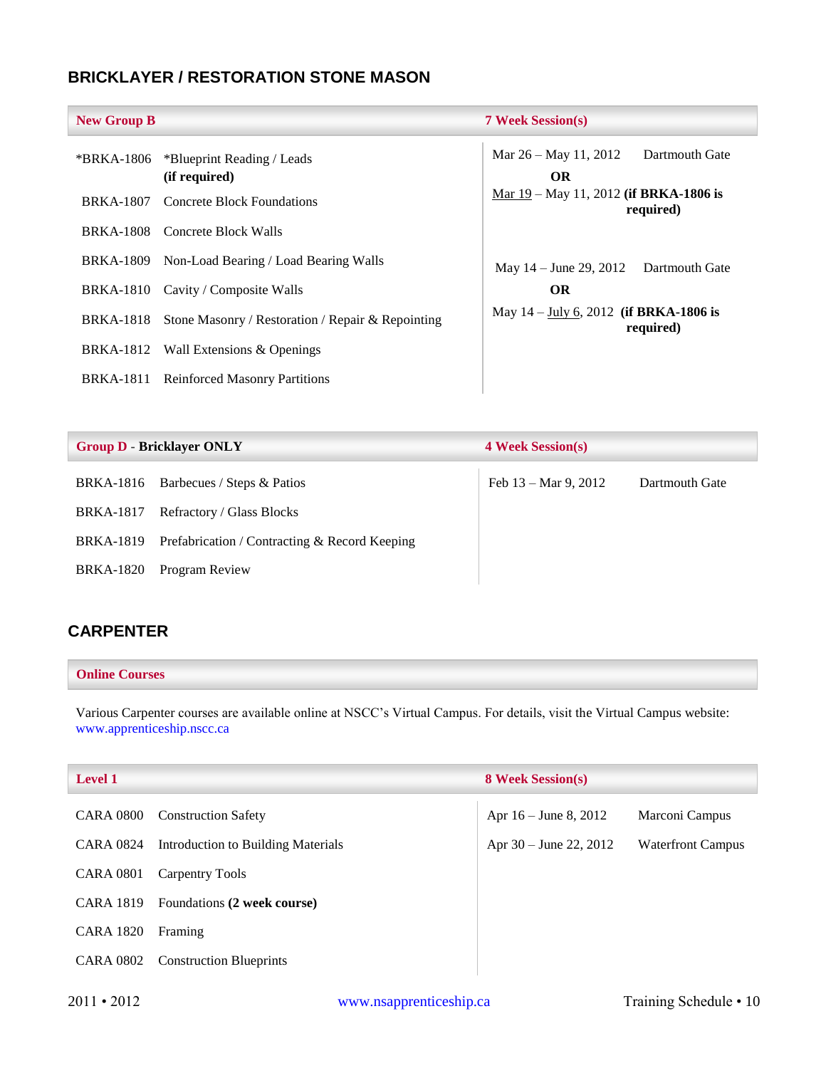## BRICKLAYER / RESTORATION STONE MASON

| New Group B | | 7 Week Session(s) |
|---|---|---|
| *BRKA-1806 | *Blueprint Reading / Leads **(if required)** | Mar 26 – May 11, 2012 Dartmouth Gate **OR** Mar 19 – May 11, 2012 **(if BRKA-1806 is required)** |
| BRKA-1807 | Concrete Block Foundations | |
| BRKA-1808 | Concrete Block Walls | |
| BRKA-1809 | Non-Load Bearing / Load Bearing Walls | May 14 – June 29, 2012 Dartmouth Gate **OR** May 14 – July 6, 2012 **(if BRKA-1806 is required)** |
| BRKA-1810 | Cavity / Composite Walls | |
| BRKA-1818 | Stone Masonry / Restoration / Repair & Repointing | |
| BRKA-1812 | Wall Extensions & Openings | |
| BRKA-1811 | Reinforced Masonry Partitions | |

| Group D - **Bricklayer ONLY** | | 4 Week Session(s) | |
|---|---|---|---|
| BRKA-1816 | Barbecues / Steps & Patios | Feb 13 – Mar 9, 2012 | Dartmouth Gate |
| BRKA-1817 | Refractory / Glass Blocks | | |
| BRKA-1819 | Prefabrication / Contracting & Record Keeping | | |
| BRKA-1820 | Program Review | | |

## CARPENTER

**Online Courses**

Various Carpenter courses are available online at NSCC's Virtual Campus. For details, visit the Virtual Campus website: www.apprenticeship.nscc.ca

| Level 1 | | 8 Week Session(s) | |
|---|---|---|---|
| CARA 0800 | Construction Safety | Apr 16 – June 8, 2012 | Marconi Campus |
| CARA 0824 | Introduction to Building Materials | Apr 30 – June 22, 2012 | Waterfront Campus |
| CARA 0801 | Carpentry Tools | | |
| CARA 1819 | Foundations **(2 week course)** | | |
| CARA 1820 | Framing | | |
| CARA 0802 | Construction Blueprints | | |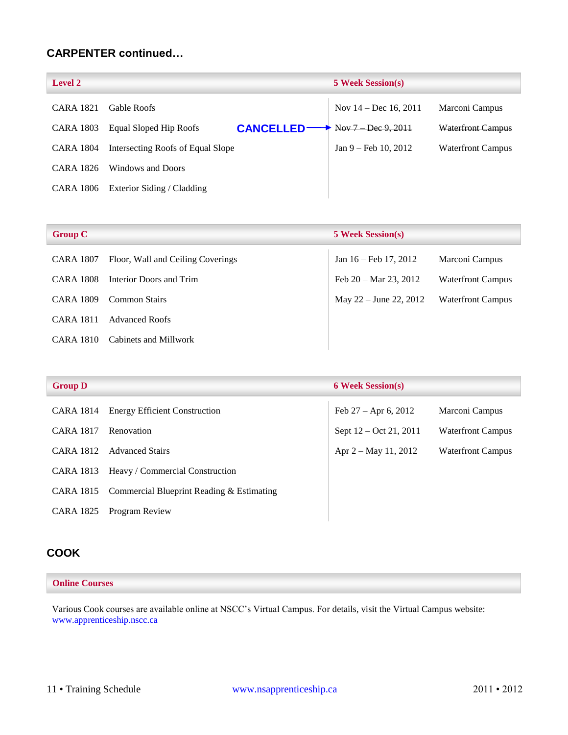## CARPENTER continued…

| Level 2 | | 5 Week Session(s) | |
|---|---|---|---|
| CARA 1821 | Gable Roofs | Nov 14 – Dec 16, 2011 | Marconi Campus |
| CARA 1803 | Equal Sloped Hip Roofs | **CANCELLED** → ~~Nov 7 – Dec 9, 2011~~ | ~~Waterfront Campus~~ |
| CARA 1804 | Intersecting Roofs of Equal Slope | Jan 9 – Feb 10, 2012 | Waterfront Campus |
| CARA 1826 | Windows and Doors | | |
| CARA 1806 | Exterior Siding / Cladding | | |

| Group C | | 5 Week Session(s) | |
|---|---|---|---|
| CARA 1807 | Floor, Wall and Ceiling Coverings | Jan 16 – Feb 17, 2012 | Marconi Campus |
| CARA 1808 | Interior Doors and Trim | Feb 20 – Mar 23, 2012 | Waterfront Campus |
| CARA 1809 | Common Stairs | May 22 – June 22, 2012 | Waterfront Campus |
| CARA 1811 | Advanced Roofs | | |
| CARA 1810 | Cabinets and Millwork | | |

| Group D | | 6 Week Session(s) | |
|---|---|---|---|
| CARA 1814 | Energy Efficient Construction | Feb 27 – Apr 6, 2012 | Marconi Campus |
| CARA 1817 | Renovation | Sept 12 – Oct 21, 2011 | Waterfront Campus |
| CARA 1812 | Advanced Stairs | Apr 2 – May 11, 2012 | Waterfront Campus |
| CARA 1813 | Heavy / Commercial Construction | | |
| CARA 1815 | Commercial Blueprint Reading & Estimating | | |
| CARA 1825 | Program Review | | |

## COOK

**Online Courses**

Various Cook courses are available online at NSCC's Virtual Campus. For details, visit the Virtual Campus website: www.apprenticeship.nscc.ca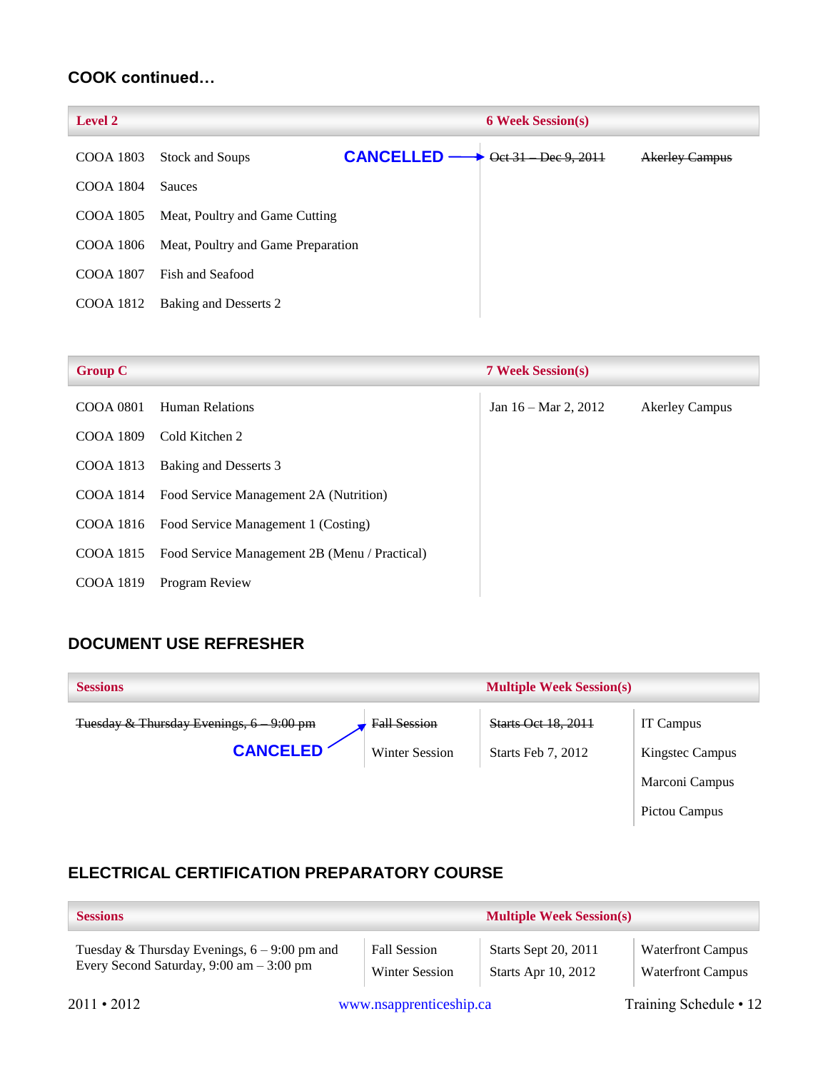## COOK continued…

| Level 2 | | 6 Week Session(s) | |
|---|---|---|---|
| COOA 1803 | Stock and Soups **CANCELLED** → | ~~Oct 31 – Dec 9, 2011~~ | ~~Akerley Campus~~ |
| COOA 1804 | Sauces | | |
| COOA 1805 | Meat, Poultry and Game Cutting | | |
| COOA 1806 | Meat, Poultry and Game Preparation | | |
| COOA 1807 | Fish and Seafood | | |
| COOA 1812 | Baking and Desserts 2 | | |

| Group C | | 7 Week Session(s) | |
|---|---|---|---|
| COOA 0801 | Human Relations | Jan 16 – Mar 2, 2012 | Akerley Campus |
| COOA 1809 | Cold Kitchen 2 | | |
| COOA 1813 | Baking and Desserts 3 | | |
| COOA 1814 | Food Service Management 2A (Nutrition) | | |
| COOA 1816 | Food Service Management 1 (Costing) | | |
| COOA 1815 | Food Service Management 2B (Menu / Practical) | | |
| COOA 1819 | Program Review | | |

## DOCUMENT USE REFRESHER

| Sessions | | Multiple Week Session(s) | |
|---|---|---|---|
| ~~Tuesday & Thursday Evenings, 6 – 9:00 pm~~ | ~~Fall Session~~ | ~~Starts Oct 18, 2011~~ | IT Campus |
| **CANCELED** ↗ | Winter Session | Starts Feb 7, 2012 | Kingstec Campus |
| | | | Marconi Campus |
| | | | Pictou Campus |

## ELECTRICAL CERTIFICATION PREPARATORY COURSE

| Sessions | | Multiple Week Session(s) | |
|---|---|---|---|
| Tuesday & Thursday Evenings, 6 – 9:00 pm and Every Second Saturday, 9:00 am – 3:00 pm | Fall Session | Starts Sept 20, 2011 | Waterfront Campus |
| | Winter Session | Starts Apr 10, 2012 | Waterfront Campus |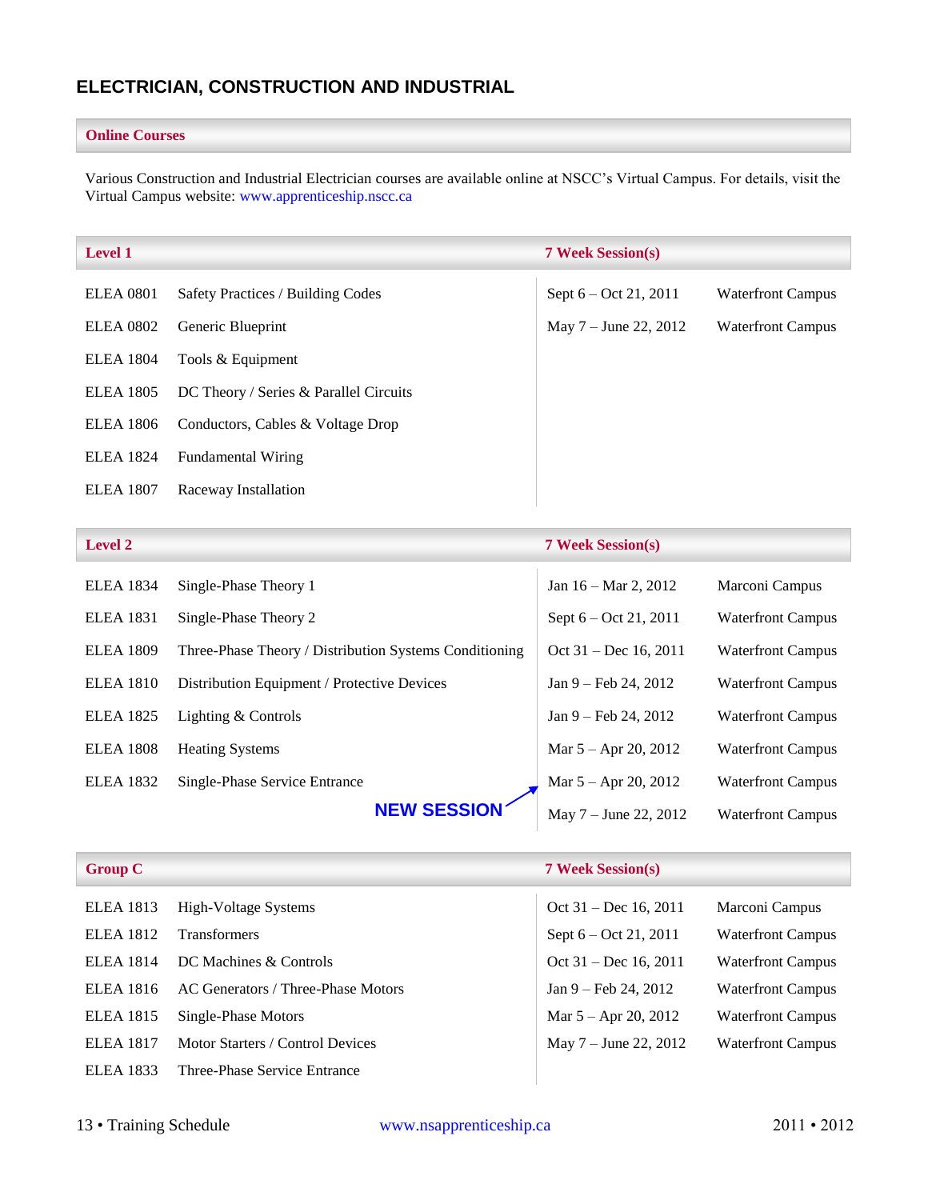## ELECTRICIAN, CONSTRUCTION AND INDUSTRIAL

### Online Courses

Various Construction and Industrial Electrician courses are available online at NSCC's Virtual Campus. For details, visit the Virtual Campus website: www.apprenticeship.nscc.ca

| Level 1 | | 7 Week Session(s) | |
|---|---|---|---|
| ELEA 0801 | Safety Practices / Building Codes | Sept 6 – Oct 21, 2011 | Waterfront Campus |
| ELEA 0802 | Generic Blueprint | May 7 – June 22, 2012 | Waterfront Campus |
| ELEA 1804 | Tools & Equipment | | |
| ELEA 1805 | DC Theory / Series & Parallel Circuits | | |
| ELEA 1806 | Conductors, Cables & Voltage Drop | | |
| ELEA 1824 | Fundamental Wiring | | |
| ELEA 1807 | Raceway Installation | | |

| Level 2 | | 7 Week Session(s) | |
|---|---|---|---|
| ELEA 1834 | Single-Phase Theory 1 | Jan 16 – Mar 2, 2012 | Marconi Campus |
| ELEA 1831 | Single-Phase Theory 2 | Sept 6 – Oct 21, 2011 | Waterfront Campus |
| ELEA 1809 | Three-Phase Theory / Distribution Systems Conditioning | Oct 31 – Dec 16, 2011 | Waterfront Campus |
| ELEA 1810 | Distribution Equipment / Protective Devices | Jan 9 – Feb 24, 2012 | Waterfront Campus |
| ELEA 1825 | Lighting & Controls | Jan 9 – Feb 24, 2012 | Waterfront Campus |
| ELEA 1808 | Heating Systems | Mar 5 – Apr 20, 2012 | Waterfront Campus |
| ELEA 1832 | Single-Phase Service Entrance | Mar 5 – Apr 20, 2012 (NEW SESSION) | Waterfront Campus |
| | | May 7 – June 22, 2012 | Waterfront Campus |

| Group C | | 7 Week Session(s) | |
|---|---|---|---|
| ELEA 1813 | High-Voltage Systems | Oct 31 – Dec 16, 2011 | Marconi Campus |
| ELEA 1812 | Transformers | Sept 6 – Oct 21, 2011 | Waterfront Campus |
| ELEA 1814 | DC Machines & Controls | Oct 31 – Dec 16, 2011 | Waterfront Campus |
| ELEA 1816 | AC Generators / Three-Phase Motors | Jan 9 – Feb 24, 2012 | Waterfront Campus |
| ELEA 1815 | Single-Phase Motors | Mar 5 – Apr 20, 2012 | Waterfront Campus |
| ELEA 1817 | Motor Starters / Control Devices | May 7 – June 22, 2012 | Waterfront Campus |
| ELEA 1833 | Three-Phase Service Entrance | | |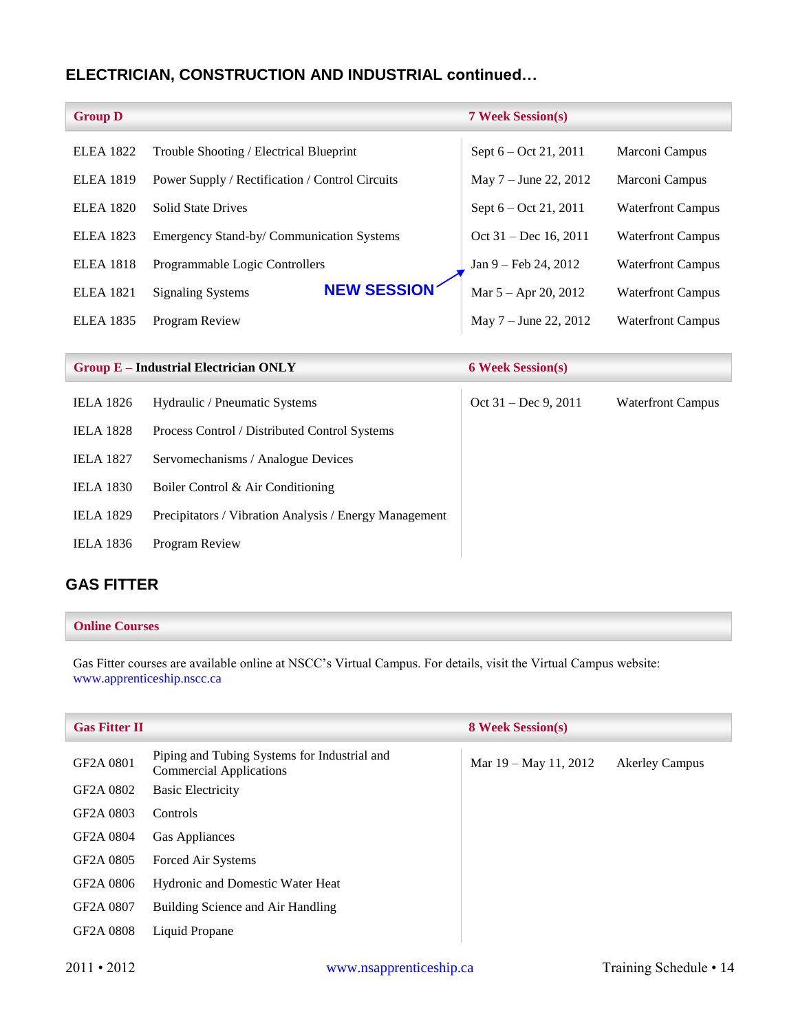## ELECTRICIAN, CONSTRUCTION AND INDUSTRIAL continued…

| Group D | | 7 Week Session(s) | |
|---|---|---|---|
| ELEA 1822 | Trouble Shooting / Electrical Blueprint | Sept 6 – Oct 21, 2011 | Marconi Campus |
| ELEA 1819 | Power Supply / Rectification / Control Circuits | May 7 – June 22, 2012 | Marconi Campus |
| ELEA 1820 | Solid State Drives | Sept 6 – Oct 21, 2011 | Waterfront Campus |
| ELEA 1823 | Emergency Stand-by/ Communication Systems | Oct 31 – Dec 16, 2011 | Waterfront Campus |
| ELEA 1818 | Programmable Logic Controllers | Jan 9 – Feb 24, 2012 (NEW SESSION) | Waterfront Campus |
| ELEA 1821 | Signaling Systems | Mar 5 – Apr 20, 2012 | Waterfront Campus |
| ELEA 1835 | Program Review | May 7 – June 22, 2012 | Waterfront Campus |

| Group E – Industrial Electrician ONLY | | 6 Week Session(s) | |
|---|---|---|---|
| IELA 1826 | Hydraulic / Pneumatic Systems | Oct 31 – Dec 9, 2011 | Waterfront Campus |
| IELA 1828 | Process Control / Distributed Control Systems | | |
| IELA 1827 | Servomechanisms / Analogue Devices | | |
| IELA 1830 | Boiler Control & Air Conditioning | | |
| IELA 1829 | Precipitators / Vibration Analysis / Energy Management | | |
| IELA 1836 | Program Review | | |

## GAS FITTER

**Online Courses**

Gas Fitter courses are available online at NSCC's Virtual Campus. For details, visit the Virtual Campus website: www.apprenticeship.nscc.ca

| Gas Fitter II | | 8 Week Session(s) | |
|---|---|---|---|
| GF2A 0801 | Piping and Tubing Systems for Industrial and Commercial Applications | Mar 19 – May 11, 2012 | Akerley Campus |
| GF2A 0802 | Basic Electricity | | |
| GF2A 0803 | Controls | | |
| GF2A 0804 | Gas Appliances | | |
| GF2A 0805 | Forced Air Systems | | |
| GF2A 0806 | Hydronic and Domestic Water Heat | | |
| GF2A 0807 | Building Science and Air Handling | | |
| GF2A 0808 | Liquid Propane | | |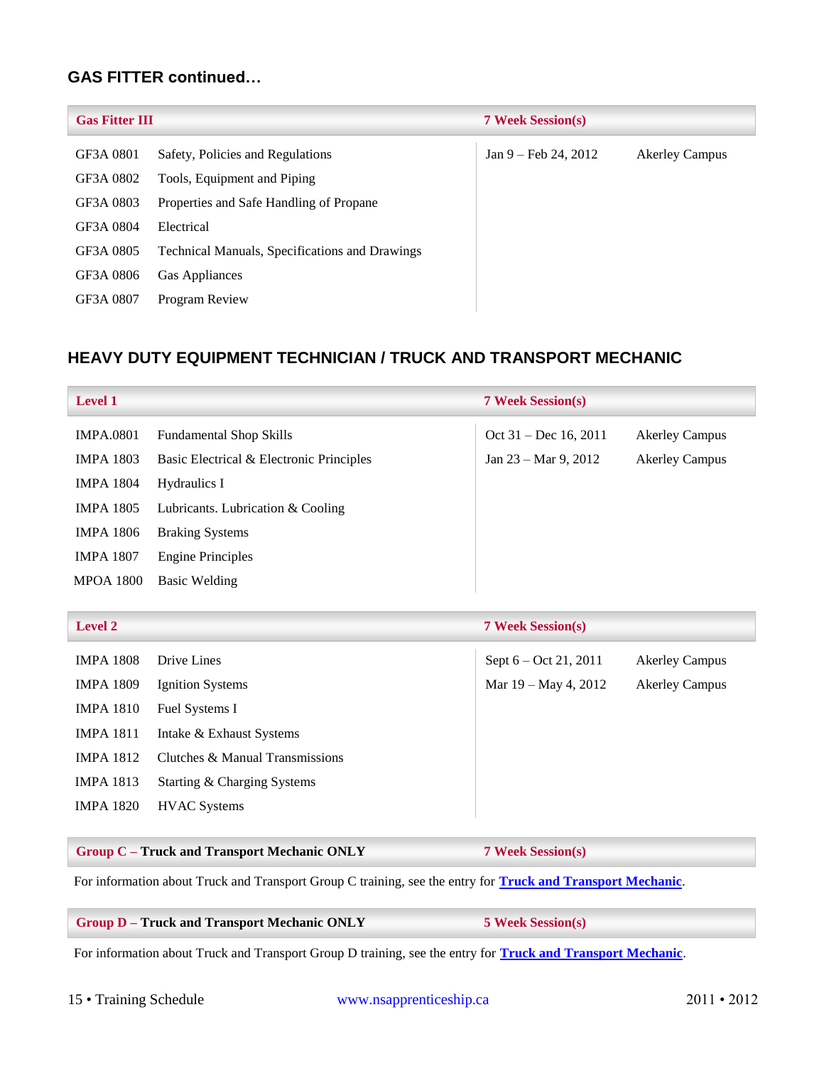## GAS FITTER continued…

| Gas Fitter III | | 7 Week Session(s) | |
|---|---|---|---|
| GF3A 0801 | Safety, Policies and Regulations | Jan 9 – Feb 24, 2012 | Akerley Campus |
| GF3A 0802 | Tools, Equipment and Piping | | |
| GF3A 0803 | Properties and Safe Handling of Propane | | |
| GF3A 0804 | Electrical | | |
| GF3A 0805 | Technical Manuals, Specifications and Drawings | | |
| GF3A 0806 | Gas Appliances | | |
| GF3A 0807 | Program Review | | |

## HEAVY DUTY EQUIPMENT TECHNICIAN / TRUCK AND TRANSPORT MECHANIC

| Level 1 | | 7 Week Session(s) | |
|---|---|---|---|
| IMPA.0801 | Fundamental Shop Skills | Oct 31 – Dec 16, 2011 | Akerley Campus |
| IMPA 1803 | Basic Electrical & Electronic Principles | Jan 23 – Mar 9, 2012 | Akerley Campus |
| IMPA 1804 | Hydraulics I | | |
| IMPA 1805 | Lubricants. Lubrication & Cooling | | |
| IMPA 1806 | Braking Systems | | |
| IMPA 1807 | Engine Principles | | |
| MPOA 1800 | Basic Welding | | |

| Level 2 | | 7 Week Session(s) | |
|---|---|---|---|
| IMPA 1808 | Drive Lines | Sept 6 – Oct 21, 2011 | Akerley Campus |
| IMPA 1809 | Ignition Systems | Mar 19 – May 4, 2012 | Akerley Campus |
| IMPA 1810 | Fuel Systems I | | |
| IMPA 1811 | Intake & Exhaust Systems | | |
| IMPA 1812 | Clutches & Manual Transmissions | | |
| IMPA 1813 | Starting & Charging Systems | | |
| IMPA 1820 | HVAC Systems | | |

| Group C – **Truck and Transport Mechanic ONLY** | 7 Week Session(s) |
|---|---|

For information about Truck and Transport Group C training, see the entry for **Truck and Transport Mechanic**.

| Group D – **Truck and Transport Mechanic ONLY** | 5 Week Session(s) |
|---|---|

For information about Truck and Transport Group D training, see the entry for **Truck and Transport Mechanic**.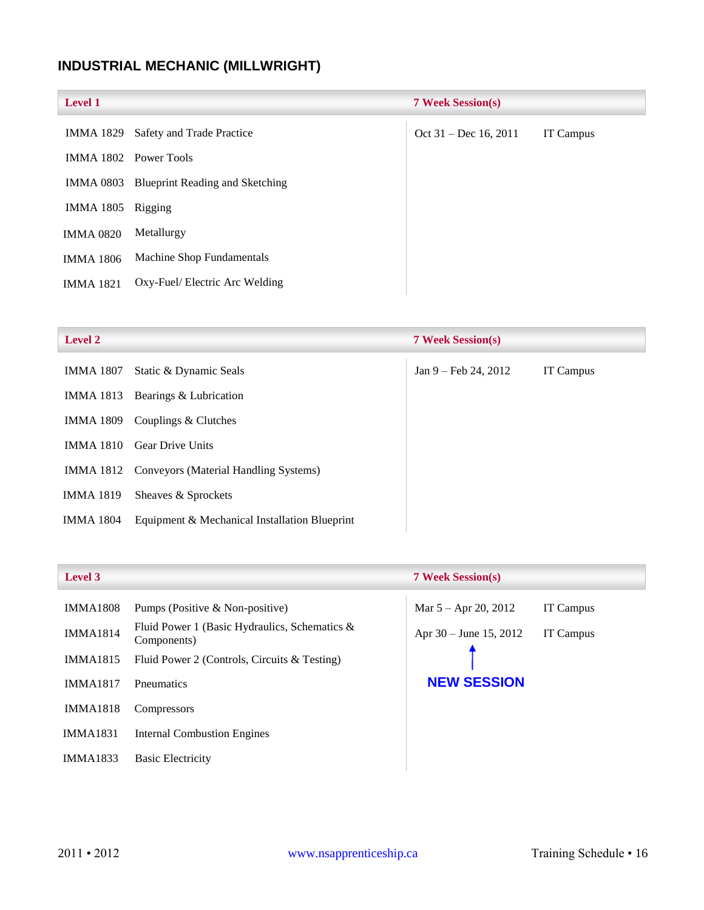## INDUSTRIAL MECHANIC (MILLWRIGHT)

| Level 1 | | 7 Week Session(s) | |
|---|---|---|---|
| IMMA 1829 | Safety and Trade Practice | Oct 31 – Dec 16, 2011 | IT Campus |
| IMMA 1802 | Power Tools | | |
| IMMA 0803 | Blueprint Reading and Sketching | | |
| IMMA 1805 | Rigging | | |
| IMMA 0820 | Metallurgy | | |
| IMMA 1806 | Machine Shop Fundamentals | | |
| IMMA 1821 | Oxy-Fuel/ Electric Arc Welding | | |

| Level 2 | | 7 Week Session(s) | |
|---|---|---|---|
| IMMA 1807 | Static & Dynamic Seals | Jan 9 – Feb 24, 2012 | IT Campus |
| IMMA 1813 | Bearings & Lubrication | | |
| IMMA 1809 | Couplings & Clutches | | |
| IMMA 1810 | Gear Drive Units | | |
| IMMA 1812 | Conveyors (Material Handling Systems) | | |
| IMMA 1819 | Sheaves & Sprockets | | |
| IMMA 1804 | Equipment & Mechanical Installation Blueprint | | |

| Level 3 | | 7 Week Session(s) | |
|---|---|---|---|
| IMMA1808 | Pumps (Positive & Non-positive) | Mar 5 – Apr 20, 2012 | IT Campus |
| IMMA1814 | Fluid Power 1 (Basic Hydraulics, Schematics & Components) | Apr 30 – June 15, 2012 | IT Campus |
| IMMA1815 | Fluid Power 2 (Controls, Circuits & Testing) | ↑ NEW SESSION | |
| IMMA1817 | Pneumatics | | |
| IMMA1818 | Compressors | | |
| IMMA1831 | Internal Combustion Engines | | |
| IMMA1833 | Basic Electricity | | |

2011 • 2012 www.nsapprenticeship.ca Training Schedule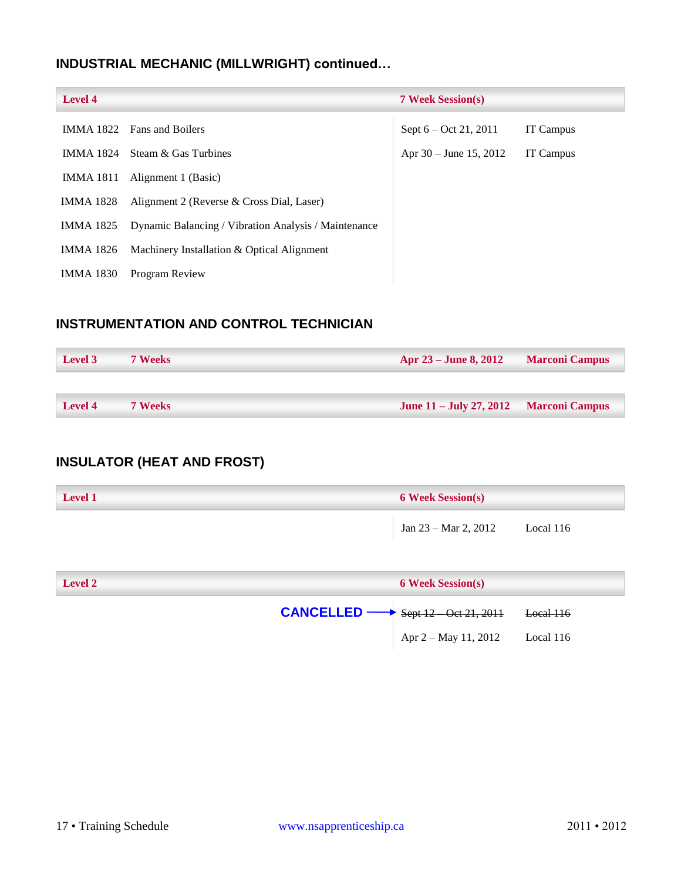## INDUSTRIAL MECHANIC (MILLWRIGHT) continued…

| Level 4 | | 7 Week Session(s) | |
|---|---|---|---|
| IMMA 1822 | Fans and Boilers | Sept 6 – Oct 21, 2011 | IT Campus |
| IMMA 1824 | Steam & Gas Turbines | Apr 30 – June 15, 2012 | IT Campus |
| IMMA 1811 | Alignment 1 (Basic) | | |
| IMMA 1828 | Alignment 2 (Reverse & Cross Dial, Laser) | | |
| IMMA 1825 | Dynamic Balancing / Vibration Analysis / Maintenance | | |
| IMMA 1826 | Machinery Installation & Optical Alignment | | |
| IMMA 1830 | Program Review | | |

## INSTRUMENTATION AND CONTROL TECHNICIAN

| Level | Duration | Dates | Location |
|---|---|---|---|
| Level 3 | 7 Weeks | Apr 23 – June 8, 2012 | Marconi Campus |
| Level 4 | 7 Weeks | June 11 – July 27, 2012 | Marconi Campus |

## INSULATOR (HEAT AND FROST)

| Level 1 | 6 Week Session(s) | |
|---|---|---|
| | Jan 23 – Mar 2, 2012 | Local 116 |

| Level 2 | 6 Week Session(s) | |
|---|---|---|
| CANCELLED → | ~~Sept 12 – Oct 21, 2011~~ | ~~Local 116~~ |
| | Apr 2 – May 11, 2012 | Local 116 |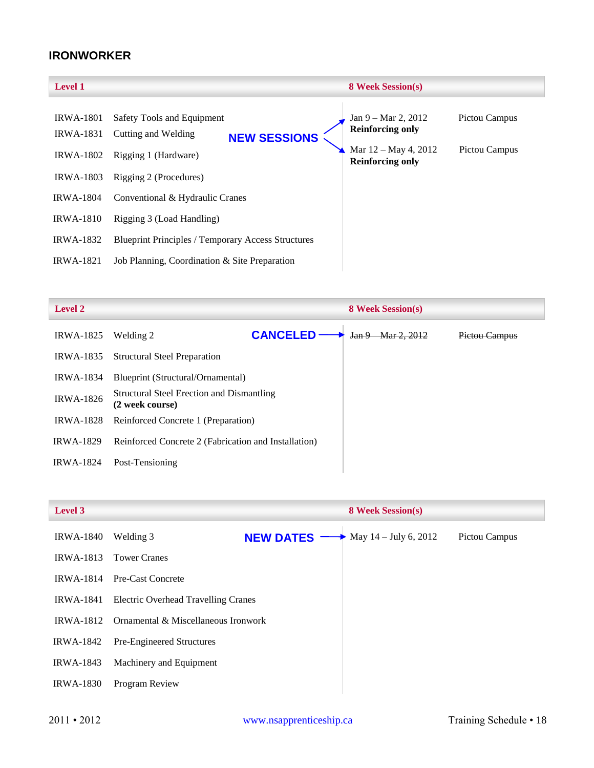## IRONWORKER

| Level 1 | | 8 Week Session(s) | |
|---|---|---|---|
| IRWA-1801 | Safety Tools and Equipment | **NEW SESSIONS** → Jan 9 – Mar 2, 2012 **Reinforcing only** | Pictou Campus |
| IRWA-1831 | Cutting and Welding | **NEW SESSIONS** → Mar 12 – May 4, 2012 **Reinforcing only** | Pictou Campus |
| IRWA-1802 | Rigging 1 (Hardware) | | |
| IRWA-1803 | Rigging 2 (Procedures) | | |
| IRWA-1804 | Conventional & Hydraulic Cranes | | |
| IRWA-1810 | Rigging 3 (Load Handling) | | |
| IRWA-1832 | Blueprint Principles / Temporary Access Structures | | |
| IRWA-1821 | Job Planning, Coordination & Site Preparation | | |

| Level 2 | | 8 Week Session(s) | |
|---|---|---|---|
| IRWA-1825 | Welding 2 | **CANCELED** → ~~Jan 9 – Mar 2, 2012~~ | ~~Pictou Campus~~ |
| IRWA-1835 | Structural Steel Preparation | | |
| IRWA-1834 | Blueprint (Structural/Ornamental) | | |
| IRWA-1826 | Structural Steel Erection and Dismantling **(2 week course)** | | |
| IRWA-1828 | Reinforced Concrete 1 (Preparation) | | |
| IRWA-1829 | Reinforced Concrete 2 (Fabrication and Installation) | | |
| IRWA-1824 | Post-Tensioning | | |

| Level 3 | | 8 Week Session(s) | |
|---|---|---|---|
| IRWA-1840 | Welding 3 | **NEW DATES** → May 14 – July 6, 2012 | Pictou Campus |
| IRWA-1813 | Tower Cranes | | |
| IRWA-1814 | Pre-Cast Concrete | | |
| IRWA-1841 | Electric Overhead Travelling Cranes | | |
| IRWA-1812 | Ornamental & Miscellaneous Ironwork | | |
| IRWA-1842 | Pre-Engineered Structures | | |
| IRWA-1843 | Machinery and Equipment | | |
| IRWA-1830 | Program Review | | |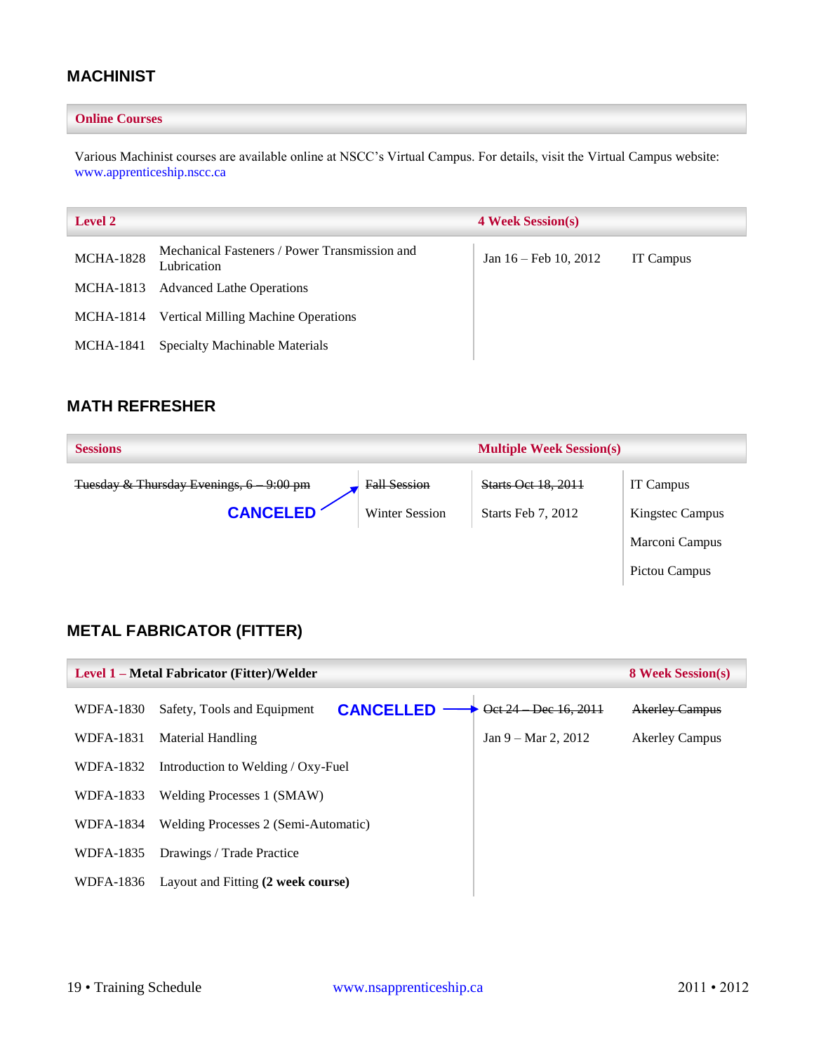## MACHINIST

**Online Courses**

Various Machinist courses are available online at NSCC's Virtual Campus. For details, visit the Virtual Campus website: www.apprenticeship.nscc.ca

| Level 2 | | 4 Week Session(s) | |
|---|---|---|---|
| MCHA-1828 | Mechanical Fasteners / Power Transmission and Lubrication | Jan 16 – Feb 10, 2012 | IT Campus |
| MCHA-1813 | Advanced Lathe Operations | | |
| MCHA-1814 | Vertical Milling Machine Operations | | |
| MCHA-1841 | Specialty Machinable Materials | | |

## MATH REFRESHER

| Sessions | | Multiple Week Session(s) | |
|---|---|---|---|
| ~~Tuesday & Thursday Evenings, 6 – 9:00 pm~~ | ~~Fall Session~~ | ~~Starts Oct 18, 2011~~ | IT Campus |
| **CANCELED** → | Winter Session | Starts Feb 7, 2012 | Kingstec Campus |
| | | | Marconi Campus |
| | | | Pictou Campus |

## METAL FABRICATOR (FITTER)

| Level 1 – Metal Fabricator (Fitter)/Welder | | 8 Week Session(s) | |
|---|---|---|---|
| WDFA-1830 | Safety, Tools and Equipment **CANCELLED** → | ~~Oct 24 – Dec 16, 2011~~ | ~~Akerley Campus~~ |
| WDFA-1831 | Material Handling | Jan 9 – Mar 2, 2012 | Akerley Campus |
| WDFA-1832 | Introduction to Welding / Oxy-Fuel | | |
| WDFA-1833 | Welding Processes 1 (SMAW) | | |
| WDFA-1834 | Welding Processes 2 (Semi-Automatic) | | |
| WDFA-1835 | Drawings / Trade Practice | | |
| WDFA-1836 | Layout and Fitting **(2 week course)** | | |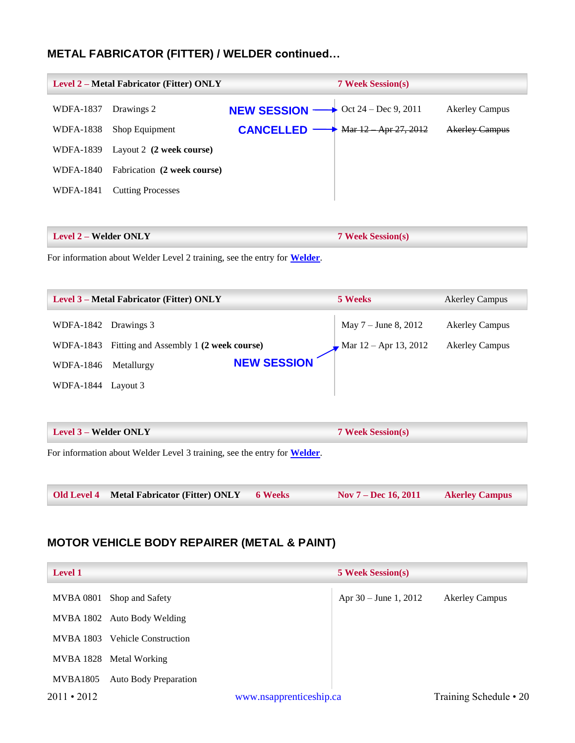## METAL FABRICATOR (FITTER) / WELDER continued…

| Level 2 – Metal Fabricator (Fitter) ONLY | | | 7 Week Session(s) | |
|---|---|---|---|---|
| WDFA-1837 | Drawings 2 | NEW SESSION → | Oct 24 – Dec 9, 2011 | Akerley Campus |
| WDFA-1838 | Shop Equipment | CANCELLED → | ~~Mar 12 – Apr 27, 2012~~ | ~~Akerley Campus~~ |
| WDFA-1839 | Layout 2 **(2 week course)** | | | |
| WDFA-1840 | Fabrication **(2 week course)** | | | |
| WDFA-1841 | Cutting Processes | | | |

| Level 2 – Welder ONLY | 7 Week Session(s) |
|---|---|

For information about Welder Level 2 training, see the entry for **Welder**.

| Level 3 – Metal Fabricator (Fitter) ONLY | | | 5 Weeks | Akerley Campus |
|---|---|---|---|---|
| WDFA-1842 | Drawings 3 | | May 7 – June 8, 2012 | Akerley Campus |
| WDFA-1843 | Fitting and Assembly 1 **(2 week course)** | NEW SESSION → | Mar 12 – Apr 13, 2012 | Akerley Campus |
| WDFA-1846 | Metallurgy | | | |
| WDFA-1844 | Layout 3 | | | |

| Level 3 – Welder ONLY | 7 Week Session(s) |
|---|---|

For information about Welder Level 3 training, see the entry for **Welder**.

| Old Level 4 | Metal Fabricator (Fitter) ONLY | 6 Weeks | Nov 7 – Dec 16, 2011 | Akerley Campus |
|---|---|---|---|---|

## MOTOR VEHICLE BODY REPAIRER (METAL & PAINT)

| Level 1 | | 5 Week Session(s) | |
|---|---|---|---|
| MVBA 0801 | Shop and Safety | Apr 30 – June 1, 2012 | Akerley Campus |
| MVBA 1802 | Auto Body Welding | | |
| MVBA 1803 | Vehicle Construction | | |
| MVBA 1828 | Metal Working | | |
| MVBA1805 | Auto Body Preparation | | |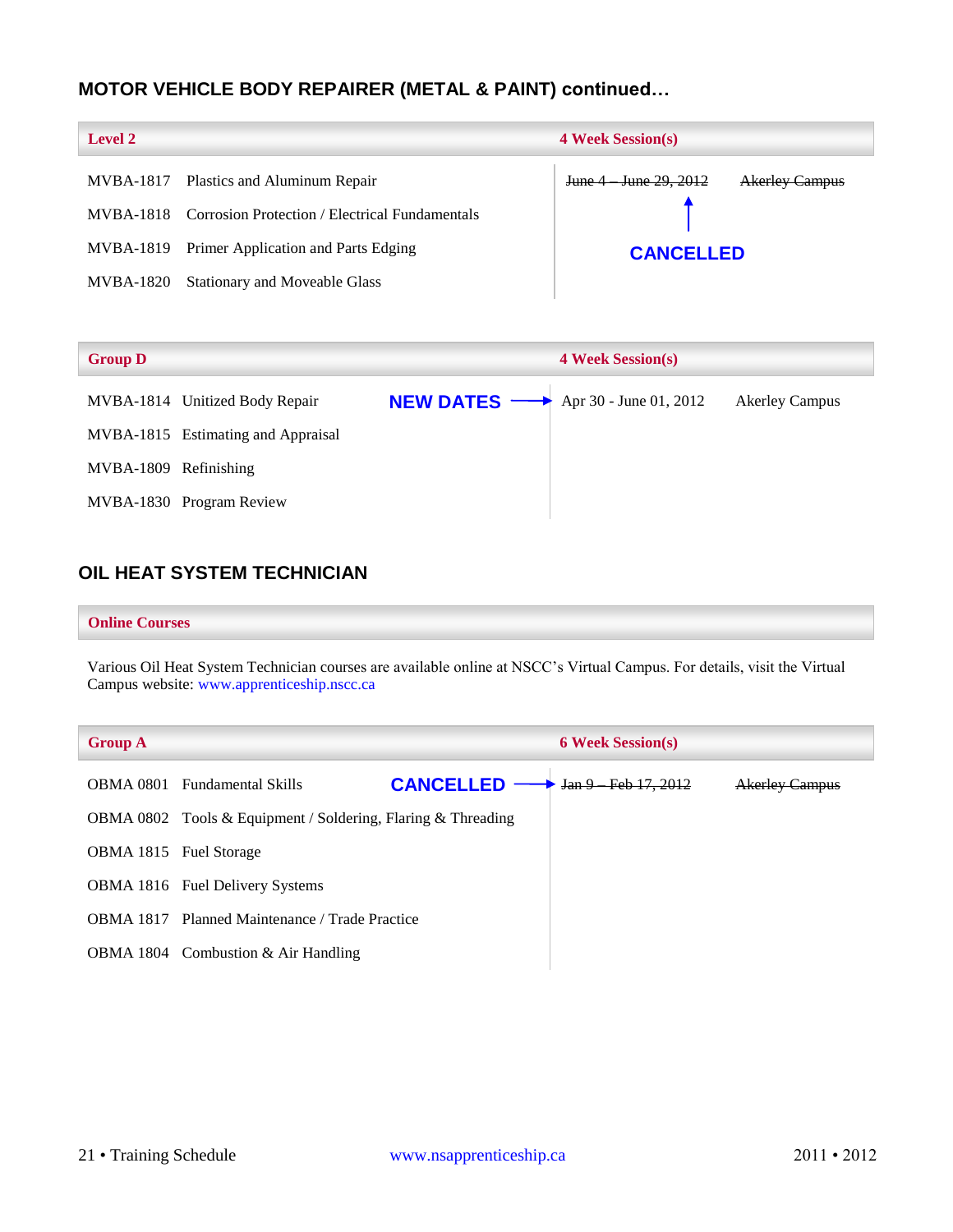## MOTOR VEHICLE BODY REPAIRER (METAL & PAINT) continued…

| Level 2 | | 4 Week Session(s) | |
|---|---|---|---|
| MVBA-1817 | Plastics and Aluminum Repair | ~~June 4 – June 29, 2012~~ | ~~Akerley Campus~~ |
| MVBA-1818 | Corrosion Protection / Electrical Fundamentals | CANCELLED | |
| MVBA-1819 | Primer Application and Parts Edging | | |
| MVBA-1820 | Stationary and Moveable Glass | | |

| Group D | | 4 Week Session(s) | |
|---|---|---|---|
| MVBA-1814 | Unitized Body Repair | NEW DATES → Apr 30 - June 01, 2012 | Akerley Campus |
| MVBA-1815 | Estimating and Appraisal | | |
| MVBA-1809 | Refinishing | | |
| MVBA-1830 | Program Review | | |

## OIL HEAT SYSTEM TECHNICIAN

**Online Courses**

Various Oil Heat System Technician courses are available online at NSCC's Virtual Campus. For details, visit the Virtual Campus website: www.apprenticeship.nscc.ca

| Group A | | 6 Week Session(s) | |
|---|---|---|---|
| OBMA 0801 | Fundamental Skills | CANCELLED → ~~Jan 9 – Feb 17, 2012~~ | ~~Akerley Campus~~ |
| OBMA 0802 | Tools & Equipment / Soldering, Flaring & Threading | | |
| OBMA 1815 | Fuel Storage | | |
| OBMA 1816 | Fuel Delivery Systems | | |
| OBMA 1817 | Planned Maintenance / Trade Practice | | |
| OBMA 1804 | Combustion & Air Handling | | |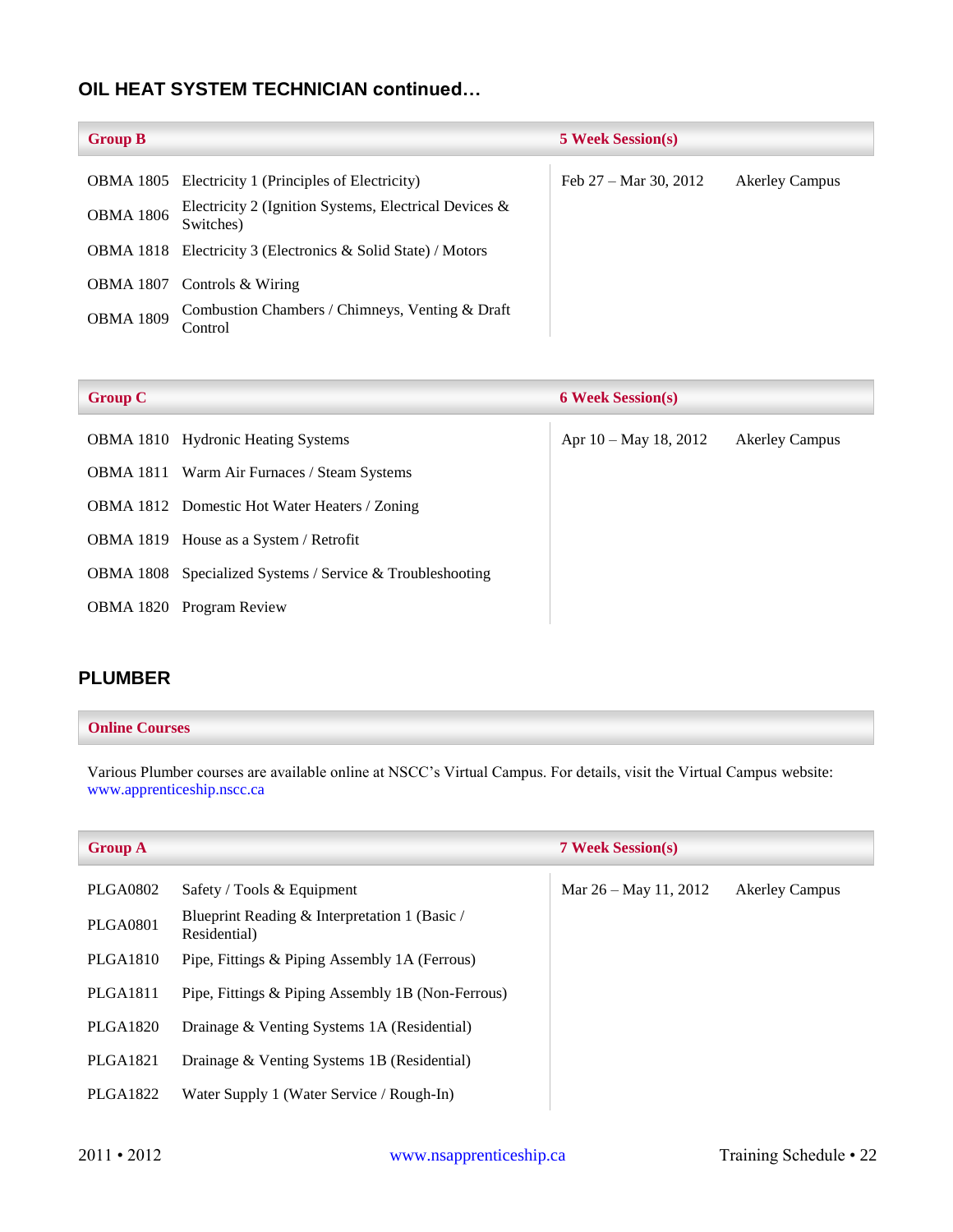## OIL HEAT SYSTEM TECHNICIAN continued…

| Group B | | 5 Week Session(s) | |
|---|---|---|---|
| OBMA 1805 | Electricity 1 (Principles of Electricity) | Feb 27 – Mar 30, 2012 | Akerley Campus |
| OBMA 1806 | Electricity 2 (Ignition Systems, Electrical Devices & Switches) | | |
| OBMA 1818 | Electricity 3 (Electronics & Solid State) / Motors | | |
| OBMA 1807 | Controls & Wiring | | |
| OBMA 1809 | Combustion Chambers / Chimneys, Venting & Draft Control | | |

| Group C | | 6 Week Session(s) | |
|---|---|---|---|
| OBMA 1810 | Hydronic Heating Systems | Apr 10 – May 18, 2012 | Akerley Campus |
| OBMA 1811 | Warm Air Furnaces / Steam Systems | | |
| OBMA 1812 | Domestic Hot Water Heaters / Zoning | | |
| OBMA 1819 | House as a System / Retrofit | | |
| OBMA 1808 | Specialized Systems / Service & Troubleshooting | | |
| OBMA 1820 | Program Review | | |

## PLUMBER

**Online Courses**

Various Plumber courses are available online at NSCC's Virtual Campus. For details, visit the Virtual Campus website: www.apprenticeship.nscc.ca

| Group A | | 7 Week Session(s) | |
|---|---|---|---|
| PLGA0802 | Safety / Tools & Equipment | Mar 26 – May 11, 2012 | Akerley Campus |
| PLGA0801 | Blueprint Reading & Interpretation 1 (Basic / Residential) | | |
| PLGA1810 | Pipe, Fittings & Piping Assembly 1A (Ferrous) | | |
| PLGA1811 | Pipe, Fittings & Piping Assembly 1B (Non-Ferrous) | | |
| PLGA1820 | Drainage & Venting Systems 1A (Residential) | | |
| PLGA1821 | Drainage & Venting Systems 1B (Residential) | | |
| PLGA1822 | Water Supply 1 (Water Service / Rough-In) | | |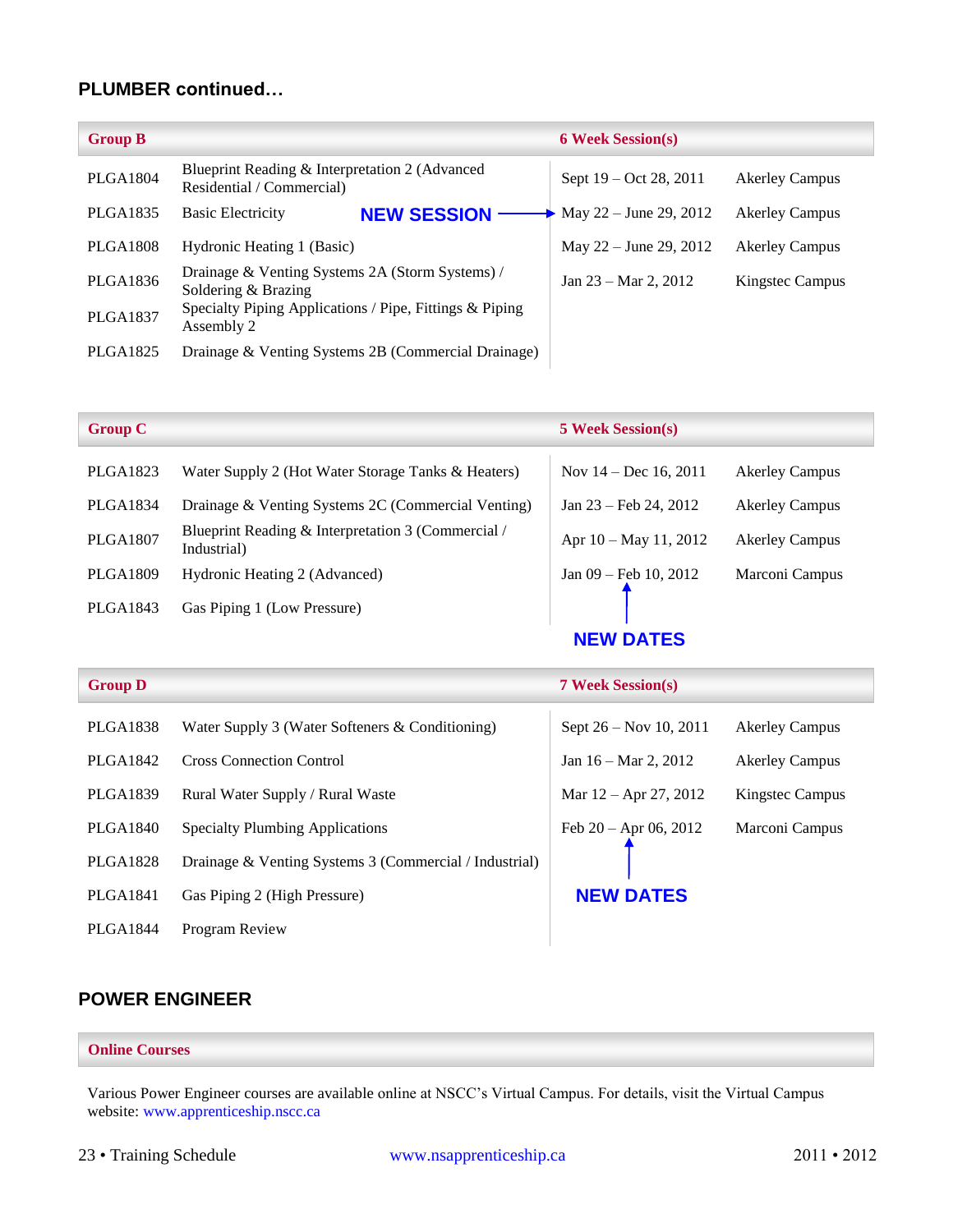## PLUMBER continued…

| Group B | | 6 Week Session(s) | |
|---|---|---|---|
| PLGA1804 | Blueprint Reading & Interpretation 2 (Advanced Residential / Commercial) | Sept 19 – Oct 28, 2011 | Akerley Campus |
| PLGA1835 | Basic Electricity **NEW SESSION** → | May 22 – June 29, 2012 | Akerley Campus |
| PLGA1808 | Hydronic Heating 1 (Basic) | May 22 – June 29, 2012 | Akerley Campus |
| PLGA1836 | Drainage & Venting Systems 2A (Storm Systems) / Soldering & Brazing | Jan 23 – Mar 2, 2012 | Kingstec Campus |
| PLGA1837 | Specialty Piping Applications / Pipe, Fittings & Piping Assembly 2 | | |
| PLGA1825 | Drainage & Venting Systems 2B (Commercial Drainage) | | |

| Group C | | 5 Week Session(s) | |
|---|---|---|---|
| PLGA1823 | Water Supply 2 (Hot Water Storage Tanks & Heaters) | Nov 14 – Dec 16, 2011 | Akerley Campus |
| PLGA1834 | Drainage & Venting Systems 2C (Commercial Venting) | Jan 23 – Feb 24, 2012 | Akerley Campus |
| PLGA1807 | Blueprint Reading & Interpretation 3 (Commercial / Industrial) | Apr 10 – May 11, 2012 | Akerley Campus |
| PLGA1809 | Hydronic Heating 2 (Advanced) | Jan 09 – Feb 10, 2012 | Marconi Campus |
| PLGA1843 | Gas Piping 1 (Low Pressure) | | |

**NEW DATES** ↑ (Jan 09 – Feb 10, 2012)

| Group D | | 7 Week Session(s) | |
|---|---|---|---|
| PLGA1838 | Water Supply 3 (Water Softeners & Conditioning) | Sept 26 – Nov 10, 2011 | Akerley Campus |
| PLGA1842 | Cross Connection Control | Jan 16 – Mar 2, 2012 | Akerley Campus |
| PLGA1839 | Rural Water Supply / Rural Waste | Mar 12 – Apr 27, 2012 | Kingstec Campus |
| PLGA1840 | Specialty Plumbing Applications | Feb 20 – Apr 06, 2012 | Marconi Campus |
| PLGA1828 | Drainage & Venting Systems 3 (Commercial / Industrial) | | |
| PLGA1841 | Gas Piping 2 (High Pressure) | | |
| PLGA1844 | Program Review | | |

**NEW DATES** ↑ (Feb 20 – Apr 06, 2012)

## POWER ENGINEER

| Online Courses |
|---|

Various Power Engineer courses are available online at NSCC's Virtual Campus. For details, visit the Virtual Campus website: www.apprenticeship.nscc.ca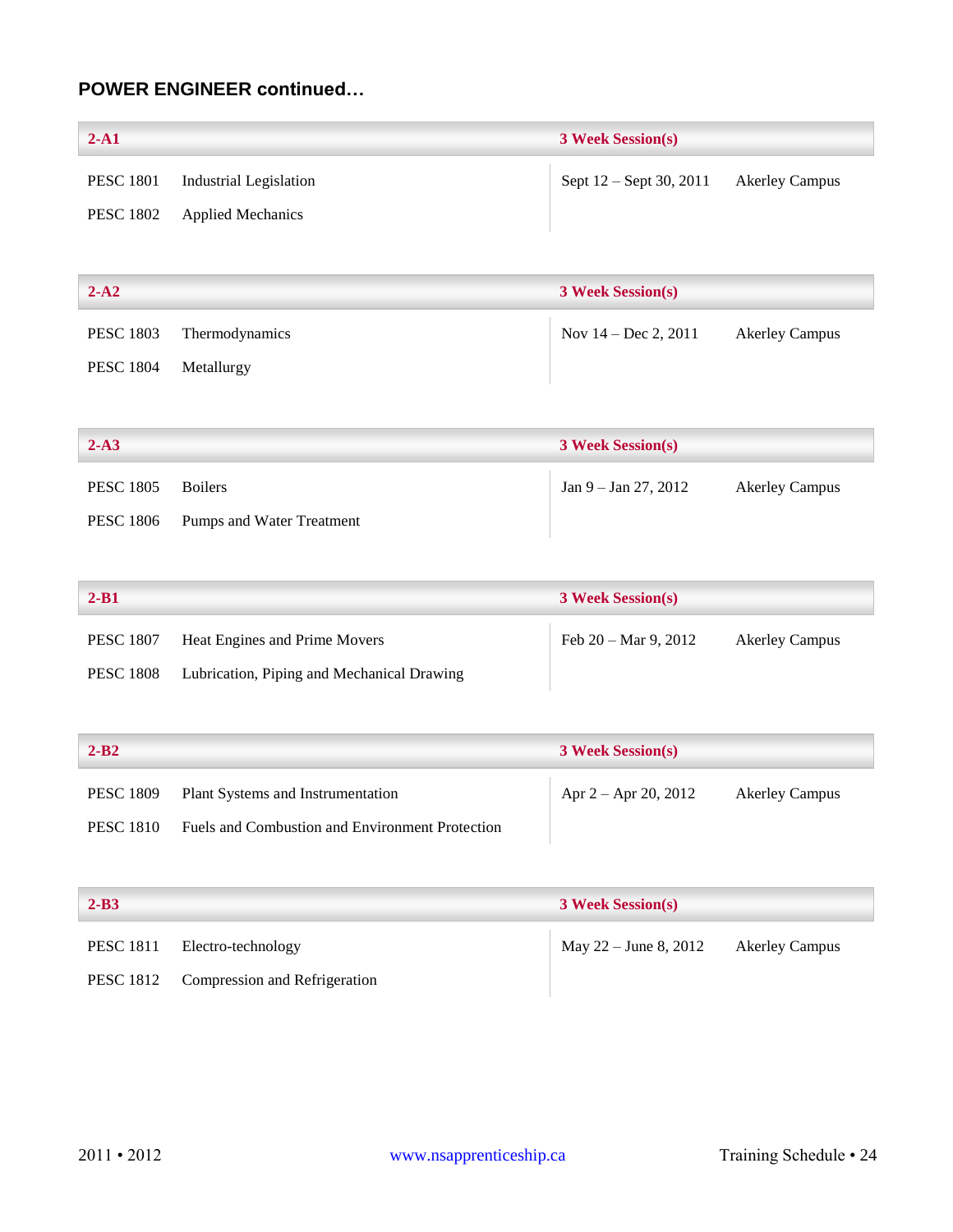### POWER ENGINEER continued…

| **2-A1** | | **3 Week Session(s)** | |
|---|---|---|---|
| PESC 1801 | Industrial Legislation | Sept 12 – Sept 30, 2011 | Akerley Campus |
| PESC 1802 | Applied Mechanics | | |

| **2-A2** | | **3 Week Session(s)** | |
|---|---|---|---|
| PESC 1803 | Thermodynamics | Nov 14 – Dec 2, 2011 | Akerley Campus |
| PESC 1804 | Metallurgy | | |

| **2-A3** | | **3 Week Session(s)** | |
|---|---|---|---|
| PESC 1805 | Boilers | Jan 9 – Jan 27, 2012 | Akerley Campus |
| PESC 1806 | Pumps and Water Treatment | | |

| **2-B1** | | **3 Week Session(s)** | |
|---|---|---|---|
| PESC 1807 | Heat Engines and Prime Movers | Feb 20 – Mar 9, 2012 | Akerley Campus |
| PESC 1808 | Lubrication, Piping and Mechanical Drawing | | |

| **2-B2** | | **3 Week Session(s)** | |
|---|---|---|---|
| PESC 1809 | Plant Systems and Instrumentation | Apr 2 – Apr 20, 2012 | Akerley Campus |
| PESC 1810 | Fuels and Combustion and Environment Protection | | |

| **2-B3** | | **3 Week Session(s)** | |
|---|---|---|---|
| PESC 1811 | Electro-technology | May 22 – June 8, 2012 | Akerley Campus |
| PESC 1812 | Compression and Refrigeration | | |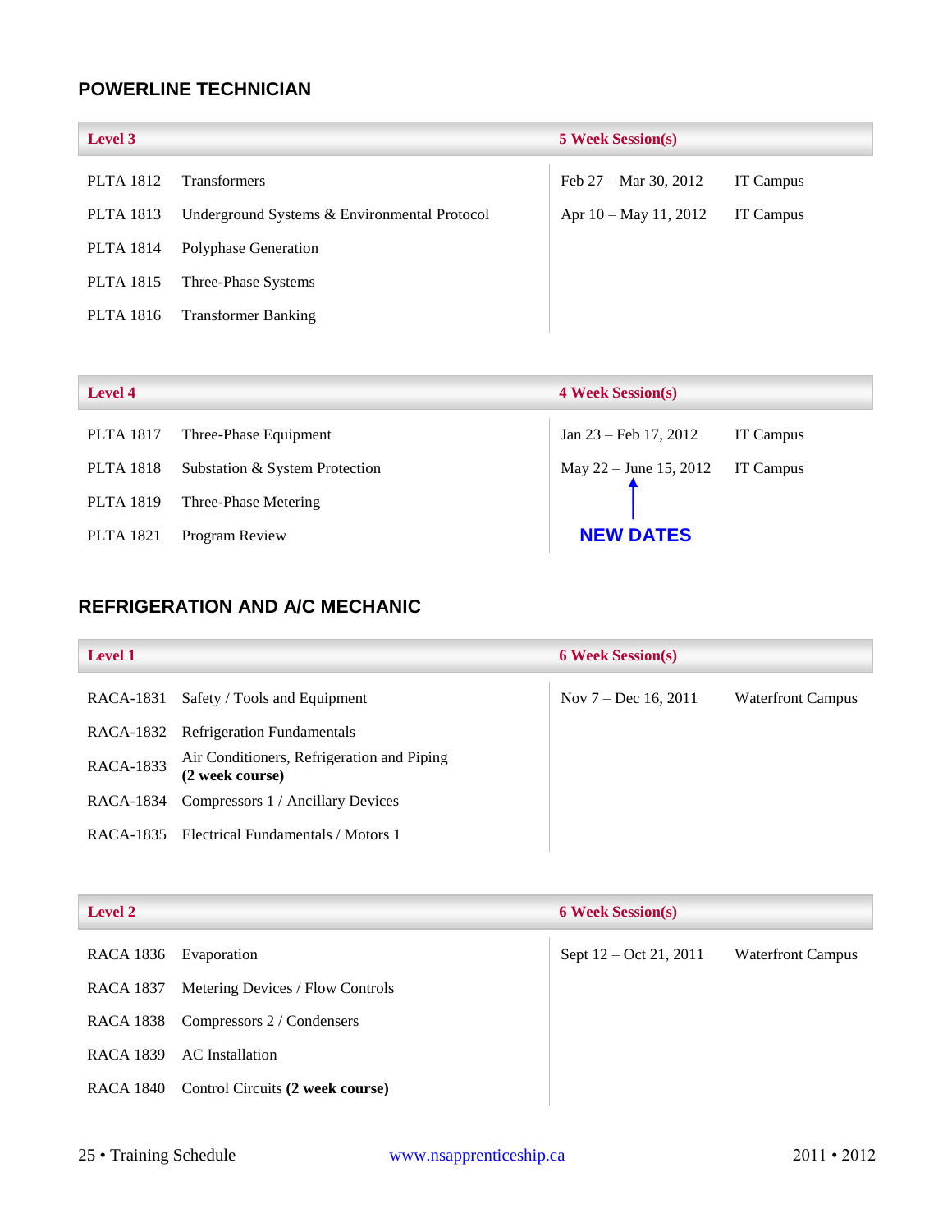## POWERLINE TECHNICIAN

| Level 3 | | 5 Week Session(s) | |
|---|---|---|---|
| PLTA 1812 | Transformers | Feb 27 – Mar 30, 2012 | IT Campus |
| PLTA 1813 | Underground Systems & Environmental Protocol | Apr 10 – May 11, 2012 | IT Campus |
| PLTA 1814 | Polyphase Generation | | |
| PLTA 1815 | Three-Phase Systems | | |
| PLTA 1816 | Transformer Banking | | |

| Level 4 | | 4 Week Session(s) | |
|---|---|---|---|
| PLTA 1817 | Three-Phase Equipment | Jan 23 – Feb 17, 2012 | IT Campus |
| PLTA 1818 | Substation & System Protection | May 22 – June 15, 2012 | IT Campus |
| PLTA 1819 | Three-Phase Metering | ↑ | |
| PLTA 1821 | Program Review | **NEW DATES** | |

## REFRIGERATION AND A/C MECHANIC

| Level 1 | | 6 Week Session(s) | |
|---|---|---|---|
| RACA-1831 | Safety / Tools and Equipment | Nov 7 – Dec 16, 2011 | Waterfront Campus |
| RACA-1832 | Refrigeration Fundamentals | | |
| RACA-1833 | Air Conditioners, Refrigeration and Piping **(2 week course)** | | |
| RACA-1834 | Compressors 1 / Ancillary Devices | | |
| RACA-1835 | Electrical Fundamentals / Motors 1 | | |

| Level 2 | | 6 Week Session(s) | |
|---|---|---|---|
| RACA 1836 | Evaporation | Sept 12 – Oct 21, 2011 | Waterfront Campus |
| RACA 1837 | Metering Devices / Flow Controls | | |
| RACA 1838 | Compressors 2 / Condensers | | |
| RACA 1839 | AC Installation | | |
| RACA 1840 | Control Circuits **(2 week course)** | | |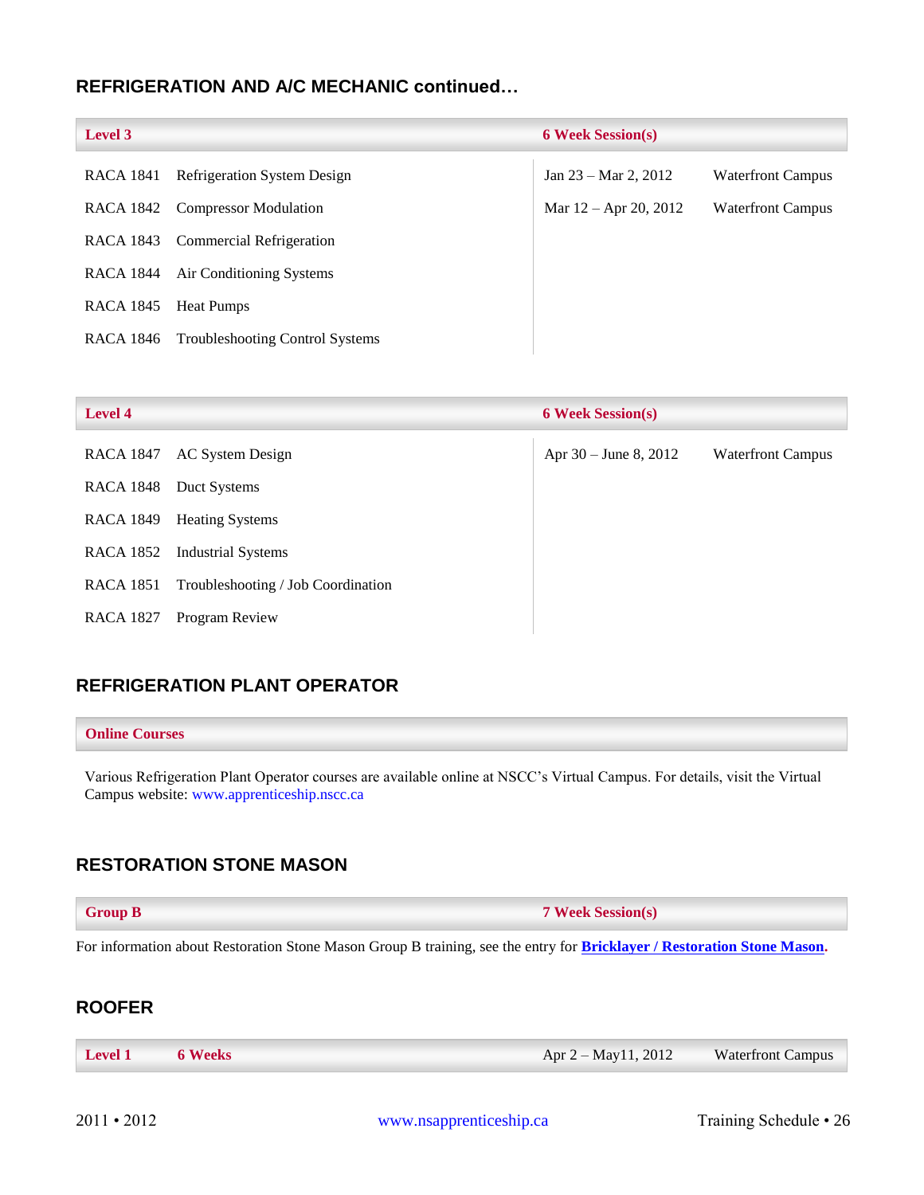## REFRIGERATION AND A/C MECHANIC continued…

| Level 3 | | 6 Week Session(s) | |
|---|---|---|---|
| RACA 1841 | Refrigeration System Design | Jan 23 – Mar 2, 2012 | Waterfront Campus |
| RACA 1842 | Compressor Modulation | Mar 12 – Apr 20, 2012 | Waterfront Campus |
| RACA 1843 | Commercial Refrigeration | | |
| RACA 1844 | Air Conditioning Systems | | |
| RACA 1845 | Heat Pumps | | |
| RACA 1846 | Troubleshooting Control Systems | | |

| Level 4 | | 6 Week Session(s) | |
|---|---|---|---|
| RACA 1847 | AC System Design | Apr 30 – June 8, 2012 | Waterfront Campus |
| RACA 1848 | Duct Systems | | |
| RACA 1849 | Heating Systems | | |
| RACA 1852 | Industrial Systems | | |
| RACA 1851 | Troubleshooting / Job Coordination | | |
| RACA 1827 | Program Review | | |

## REFRIGERATION PLANT OPERATOR

**Online Courses**

Various Refrigeration Plant Operator courses are available online at NSCC's Virtual Campus. For details, visit the Virtual Campus website: www.apprenticeship.nscc.ca

## RESTORATION STONE MASON

| Group B | 7 Week Session(s) |
|---|---|

For information about Restoration Stone Mason Group B training, see the entry for **Bricklayer / Restoration Stone Mason**.

## ROOFER

| Level 1 | 6 Weeks | Apr 2 – May11, 2012 | Waterfront Campus |
|---|---|---|---|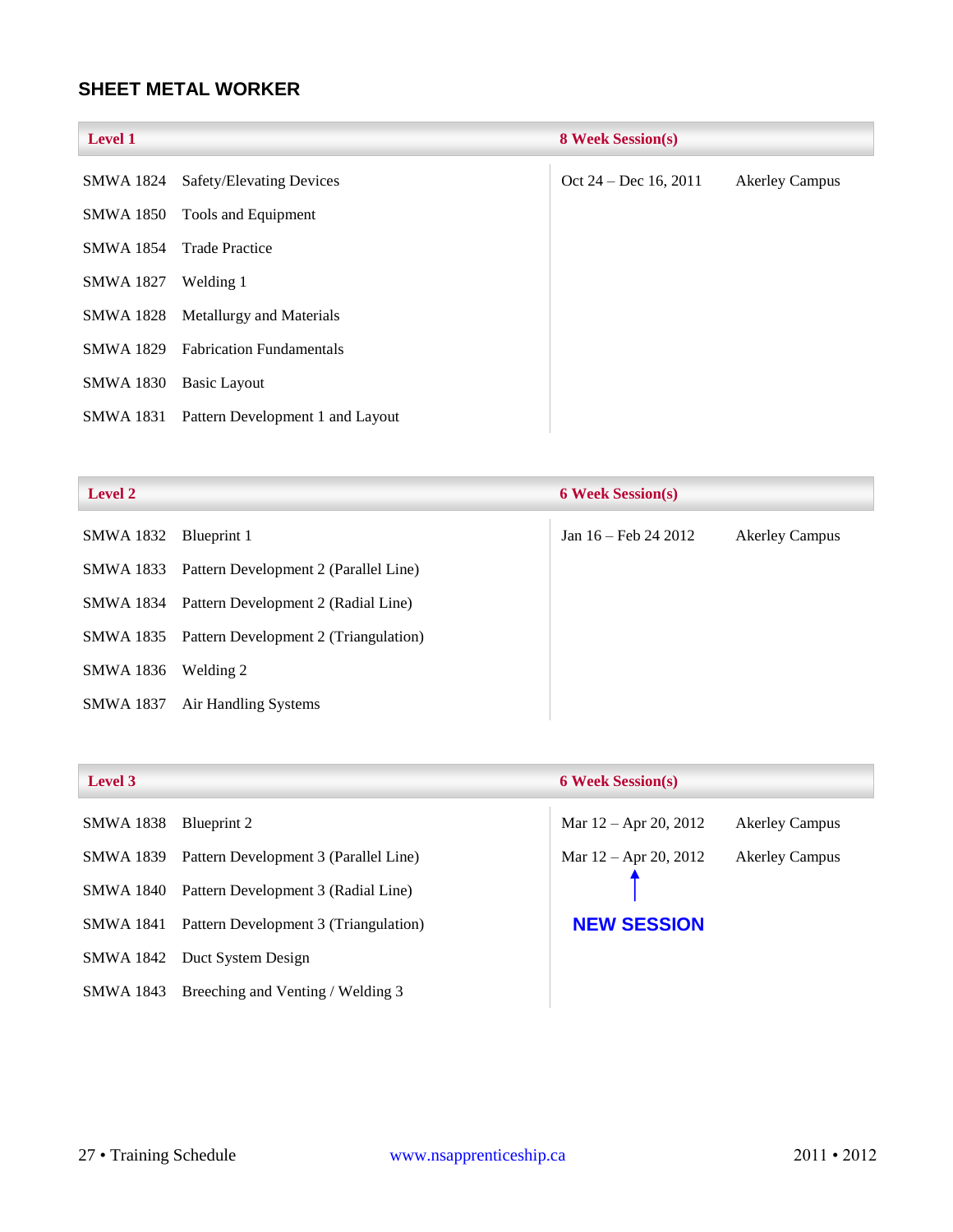## SHEET METAL WORKER

| Level 1 | | 8 Week Session(s) | |
|---|---|---|---|
| SMWA 1824 | Safety/Elevating Devices | Oct 24 – Dec 16, 2011 | Akerley Campus |
| SMWA 1850 | Tools and Equipment | | |
| SMWA 1854 | Trade Practice | | |
| SMWA 1827 | Welding 1 | | |
| SMWA 1828 | Metallurgy and Materials | | |
| SMWA 1829 | Fabrication Fundamentals | | |
| SMWA 1830 | Basic Layout | | |
| SMWA 1831 | Pattern Development 1 and Layout | | |

| Level 2 | | 6 Week Session(s) | |
|---|---|---|---|
| SMWA 1832 | Blueprint 1 | Jan 16 – Feb 24 2012 | Akerley Campus |
| SMWA 1833 | Pattern Development 2 (Parallel Line) | | |
| SMWA 1834 | Pattern Development 2 (Radial Line) | | |
| SMWA 1835 | Pattern Development 2 (Triangulation) | | |
| SMWA 1836 | Welding 2 | | |
| SMWA 1837 | Air Handling Systems | | |

| Level 3 | | 6 Week Session(s) | |
|---|---|---|---|
| SMWA 1838 | Blueprint 2 | Mar 12 – Apr 20, 2012 | Akerley Campus |
| SMWA 1839 | Pattern Development 3 (Parallel Line) | Mar 12 – Apr 20, 2012 | Akerley Campus |
| SMWA 1840 | Pattern Development 3 (Radial Line) | ↑ | |
| SMWA 1841 | Pattern Development 3 (Triangulation) | **NEW SESSION** | |
| SMWA 1842 | Duct System Design | | |
| SMWA 1843 | Breeching and Venting / Welding 3 | | |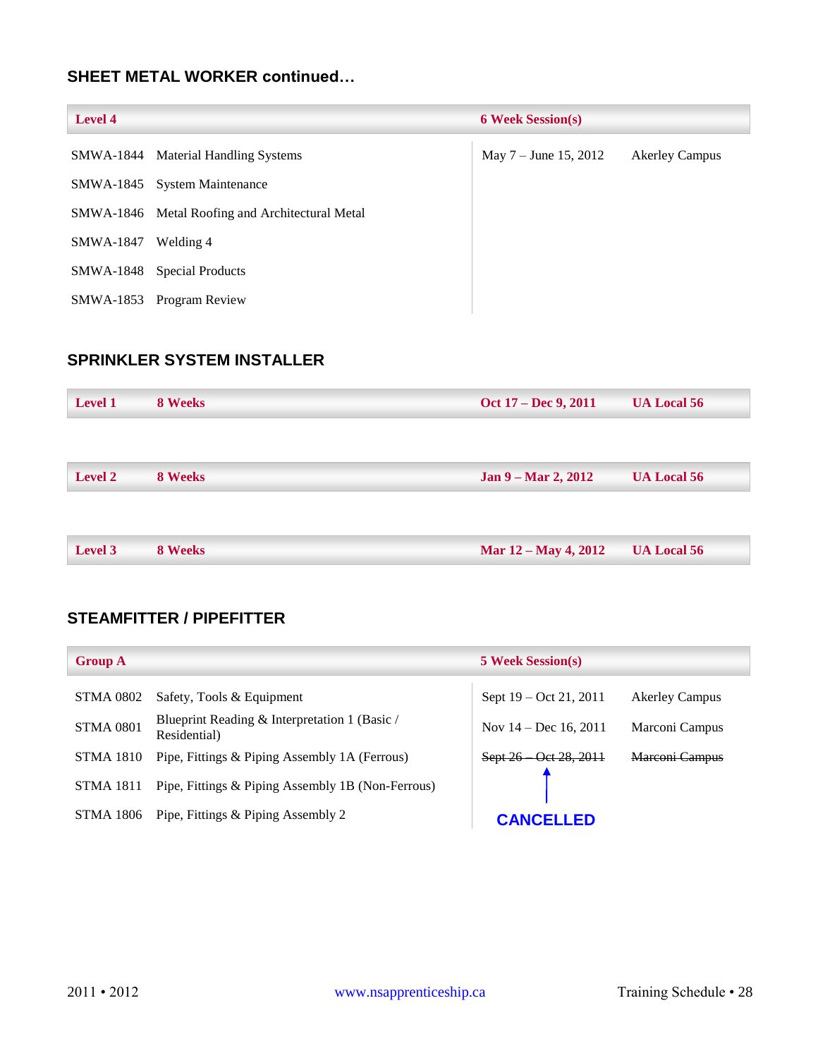## SHEET METAL WORKER continued…

| Level 4 | | 6 Week Session(s) | |
|---|---|---|---|
| SMWA-1844 | Material Handling Systems | May 7 – June 15, 2012 | Akerley Campus |
| SMWA-1845 | System Maintenance | | |
| SMWA-1846 | Metal Roofing and Architectural Metal | | |
| SMWA-1847 | Welding 4 | | |
| SMWA-1848 | Special Products | | |
| SMWA-1853 | Program Review | | |

## SPRINKLER SYSTEM INSTALLER

| Level | Duration | Dates | Location |
|---|---|---|---|
| Level 1 | 8 Weeks | Oct 17 – Dec 9, 2011 | UA Local 56 |
| Level 2 | 8 Weeks | Jan 9 – Mar 2, 2012 | UA Local 56 |
| Level 3 | 8 Weeks | Mar 12 – May 4, 2012 | UA Local 56 |

## STEAMFITTER / PIPEFITTER

| Group A | | 5 Week Session(s) | |
|---|---|---|---|
| STMA 0802 | Safety, Tools & Equipment | Sept 19 – Oct 21, 2011 | Akerley Campus |
| STMA 0801 | Blueprint Reading & Interpretation 1 (Basic / Residential) | Nov 14 – Dec 16, 2011 | Marconi Campus |
| STMA 1810 | Pipe, Fittings & Piping Assembly 1A (Ferrous) | ~~Sept 26 – Oct 28, 2011~~ CANCELLED | ~~Marconi Campus~~ |
| STMA 1811 | Pipe, Fittings & Piping Assembly 1B (Non-Ferrous) | | |
| STMA 1806 | Pipe, Fittings & Piping Assembly 2 | | |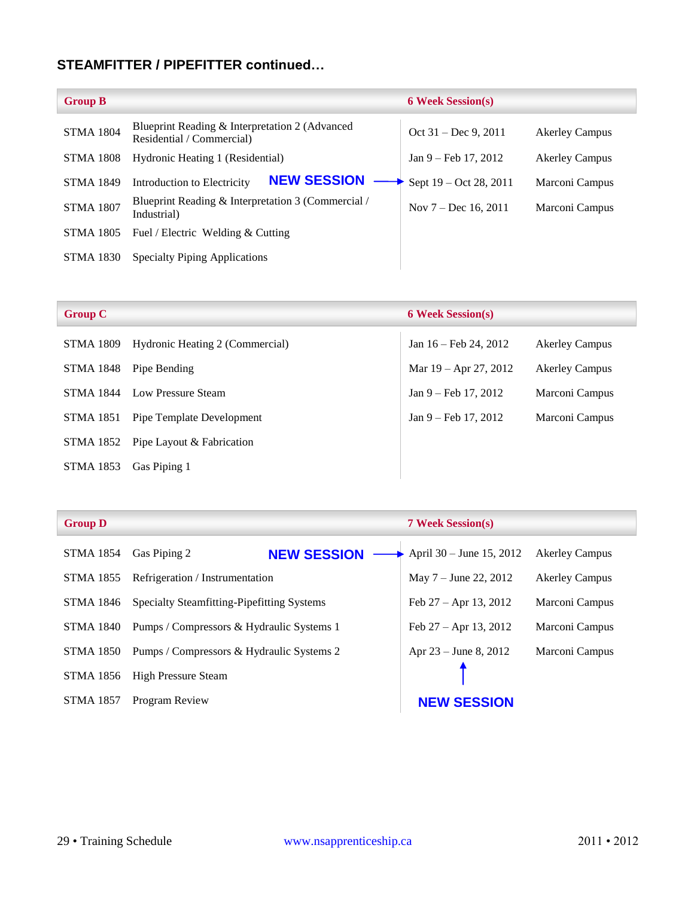## STEAMFITTER / PIPEFITTER continued…

| Group B | | 6 Week Session(s) | |
|---|---|---|---|
| STMA 1804 | Blueprint Reading & Interpretation 2 (Advanced Residential / Commercial) | Oct 31 – Dec 9, 2011 | Akerley Campus |
| STMA 1808 | Hydronic Heating 1 (Residential) | Jan 9 – Feb 17, 2012 | Akerley Campus |
| STMA 1849 | Introduction to Electricity **NEW SESSION** → | Sept 19 – Oct 28, 2011 | Marconi Campus |
| STMA 1807 | Blueprint Reading & Interpretation 3 (Commercial / Industrial) | Nov 7 – Dec 16, 2011 | Marconi Campus |
| STMA 1805 | Fuel / Electric Welding & Cutting | | |
| STMA 1830 | Specialty Piping Applications | | |

| Group C | | 6 Week Session(s) | |
|---|---|---|---|
| STMA 1809 | Hydronic Heating 2 (Commercial) | Jan 16 – Feb 24, 2012 | Akerley Campus |
| STMA 1848 | Pipe Bending | Mar 19 – Apr 27, 2012 | Akerley Campus |
| STMA 1844 | Low Pressure Steam | Jan 9 – Feb 17, 2012 | Marconi Campus |
| STMA 1851 | Pipe Template Development | Jan 9 – Feb 17, 2012 | Marconi Campus |
| STMA 1852 | Pipe Layout & Fabrication | | |
| STMA 1853 | Gas Piping 1 | | |

| Group D | | 7 Week Session(s) | |
|---|---|---|---|
| STMA 1854 | Gas Piping 2 **NEW SESSION** → | April 30 – June 15, 2012 | Akerley Campus |
| STMA 1855 | Refrigeration / Instrumentation | May 7 – June 22, 2012 | Akerley Campus |
| STMA 1846 | Specialty Steamfitting-Pipefitting Systems | Feb 27 – Apr 13, 2012 | Marconi Campus |
| STMA 1840 | Pumps / Compressors & Hydraulic Systems 1 | Feb 27 – Apr 13, 2012 | Marconi Campus |
| STMA 1850 | Pumps / Compressors & Hydraulic Systems 2 | Apr 23 – June 8, 2012 ↑ **NEW SESSION** | Marconi Campus |
| STMA 1856 | High Pressure Steam | | |
| STMA 1857 | Program Review | | |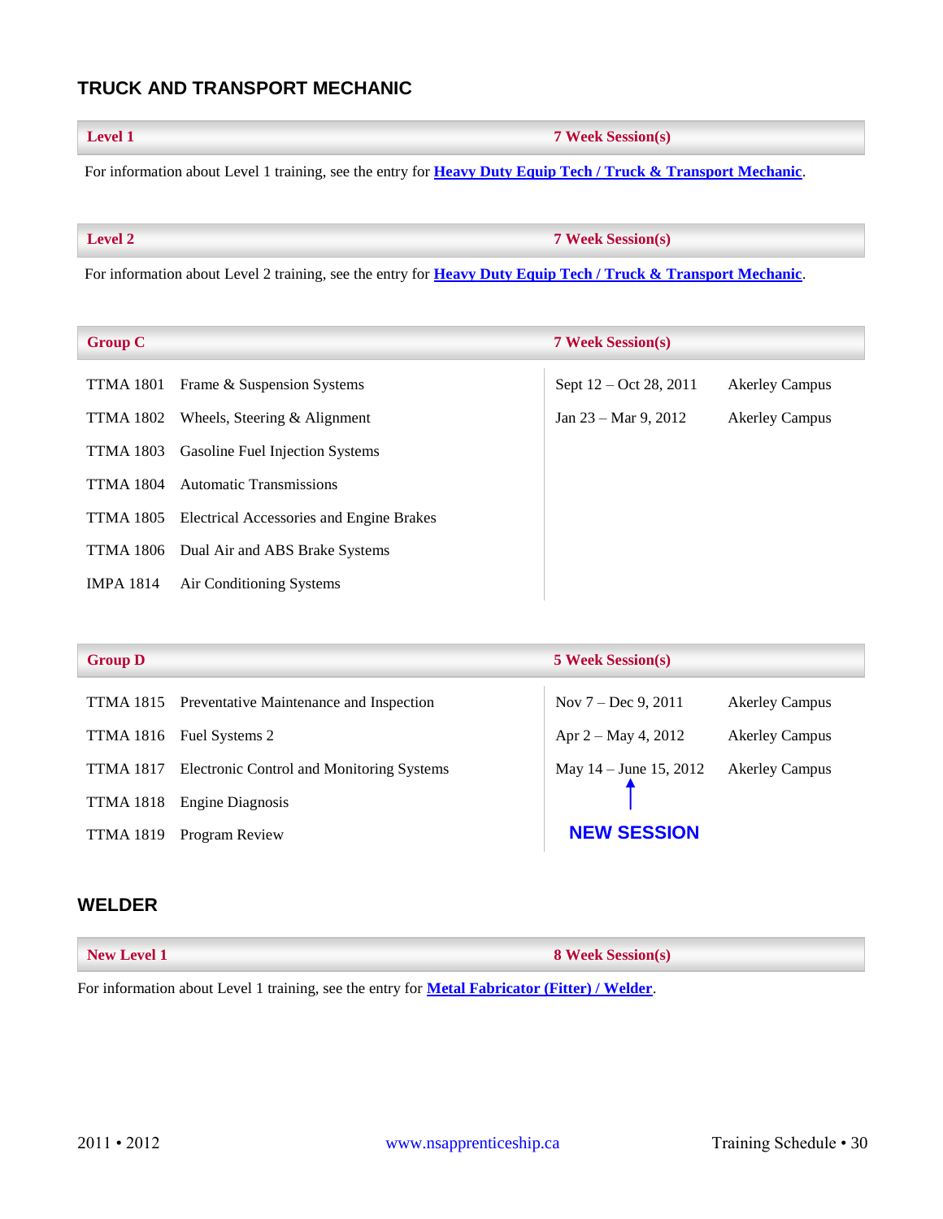## TRUCK AND TRANSPORT MECHANIC

| Level 1 | 7 Week Session(s) |
|---|---|

For information about Level 1 training, see the entry for **Heavy Duty Equip Tech / Truck & Transport Mechanic**.

| Level 2 | 7 Week Session(s) |
|---|---|

For information about Level 2 training, see the entry for **Heavy Duty Equip Tech / Truck & Transport Mechanic**.

| Group C | | 7 Week Session(s) | |
|---|---|---|---|
| TTMA 1801 | Frame & Suspension Systems | Sept 12 – Oct 28, 2011 | Akerley Campus |
| TTMA 1802 | Wheels, Steering & Alignment | Jan 23 – Mar 9, 2012 | Akerley Campus |
| TTMA 1803 | Gasoline Fuel Injection Systems | | |
| TTMA 1804 | Automatic Transmissions | | |
| TTMA 1805 | Electrical Accessories and Engine Brakes | | |
| TTMA 1806 | Dual Air and ABS Brake Systems | | |
| IMPA 1814 | Air Conditioning Systems | | |

| Group D | | 5 Week Session(s) | |
|---|---|---|---|
| TTMA 1815 | Preventative Maintenance and Inspection | Nov 7 – Dec 9, 2011 | Akerley Campus |
| TTMA 1816 | Fuel Systems 2 | Apr 2 – May 4, 2012 | Akerley Campus |
| TTMA 1817 | Electronic Control and Monitoring Systems | May 14 – June 15, 2012 (NEW SESSION) | Akerley Campus |
| TTMA 1818 | Engine Diagnosis | | |
| TTMA 1819 | Program Review | | |

## WELDER

| New Level 1 | 8 Week Session(s) |
|---|---|

For information about Level 1 training, see the entry for **Metal Fabricator (Fitter) / Welder**.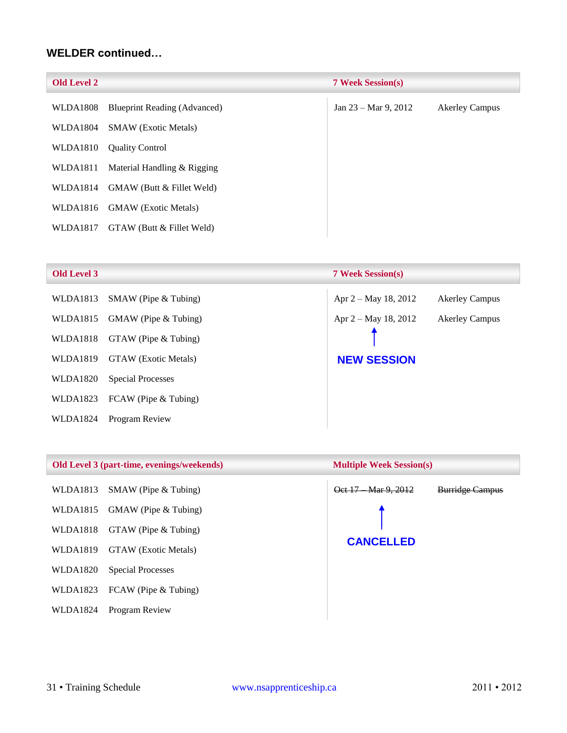## WELDER continued…

| Old Level 2 | | 7 Week Session(s) | |
|---|---|---|---|
| WLDA1808 | Blueprint Reading (Advanced) | Jan 23 – Mar 9, 2012 | Akerley Campus |
| WLDA1804 | SMAW (Exotic Metals) | | |
| WLDA1810 | Quality Control | | |
| WLDA1811 | Material Handling & Rigging | | |
| WLDA1814 | GMAW (Butt & Fillet Weld) | | |
| WLDA1816 | GMAW (Exotic Metals) | | |
| WLDA1817 | GTAW (Butt & Fillet Weld) | | |

| Old Level 3 | | 7 Week Session(s) | |
|---|---|---|---|
| WLDA1813 | SMAW (Pipe & Tubing) | Apr 2 – May 18, 2012 | Akerley Campus |
| WLDA1815 | GMAW (Pipe & Tubing) | Apr 2 – May 18, 2012 | Akerley Campus |
| WLDA1818 | GTAW (Pipe & Tubing) | ↑ NEW SESSION | |
| WLDA1819 | GTAW (Exotic Metals) | | |
| WLDA1820 | Special Processes | | |
| WLDA1823 | FCAW (Pipe & Tubing) | | |
| WLDA1824 | Program Review | | |

| Old Level 3 (part-time, evenings/weekends) | | Multiple Week Session(s) | |
|---|---|---|---|
| WLDA1813 | SMAW (Pipe & Tubing) | ~~Oct 17 – Mar 9, 2012~~ | ~~Burridge Campus~~ |
| WLDA1815 | GMAW (Pipe & Tubing) | ↑ CANCELLED | |
| WLDA1818 | GTAW (Pipe & Tubing) | | |
| WLDA1819 | GTAW (Exotic Metals) | | |
| WLDA1820 | Special Processes | | |
| WLDA1823 | FCAW (Pipe & Tubing) | | |
| WLDA1824 | Program Review | | |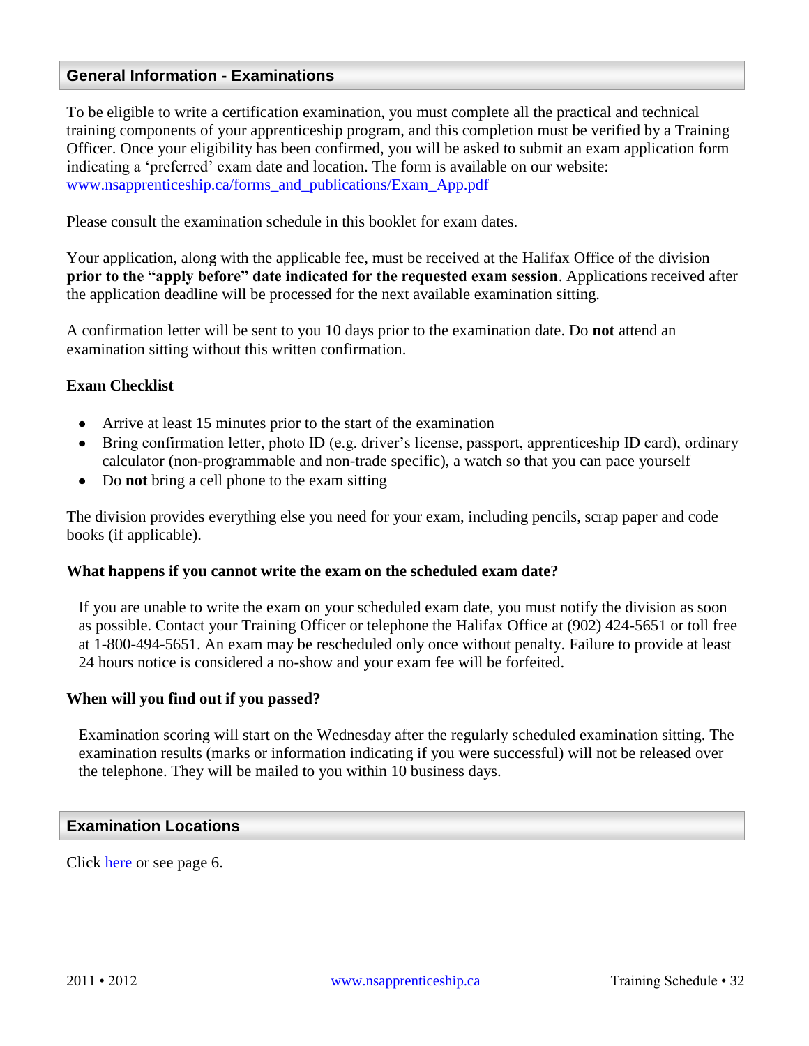## General Information - Examinations

To be eligible to write a certification examination, you must complete all the practical and technical training components of your apprenticeship program, and this completion must be verified by a Training Officer. Once your eligibility has been confirmed, you will be asked to submit an exam application form indicating a 'preferred' exam date and location. The form is available on our website: www.nsapprenticeship.ca/forms_and_publications/Exam_App.pdf

Please consult the examination schedule in this booklet for exam dates.

Your application, along with the applicable fee, must be received at the Halifax Office of the division **prior to the "apply before" date indicated for the requested exam session**. Applications received after the application deadline will be processed for the next available examination sitting.

A confirmation letter will be sent to you 10 days prior to the examination date. Do **not** attend an examination sitting without this written confirmation.

### Exam Checklist

- Arrive at least 15 minutes prior to the start of the examination
- Bring confirmation letter, photo ID (e.g. driver's license, passport, apprenticeship ID card), ordinary calculator (non-programmable and non-trade specific), a watch so that you can pace yourself
- Do **not** bring a cell phone to the exam sitting

The division provides everything else you need for your exam, including pencils, scrap paper and code books (if applicable).

### What happens if you cannot write the exam on the scheduled exam date?

If you are unable to write the exam on your scheduled exam date, you must notify the division as soon as possible. Contact your Training Officer or telephone the Halifax Office at (902) 424-5651 or toll free at 1-800-494-5651. An exam may be rescheduled only once without penalty. Failure to provide at least 24 hours notice is considered a no-show and your exam fee will be forfeited.

### When will you find out if you passed?

Examination scoring will start on the Wednesday after the regularly scheduled examination sitting. The examination results (marks or information indicating if you were successful) will not be released over the telephone. They will be mailed to you within 10 business days.

## Examination Locations

Click here or see page 6.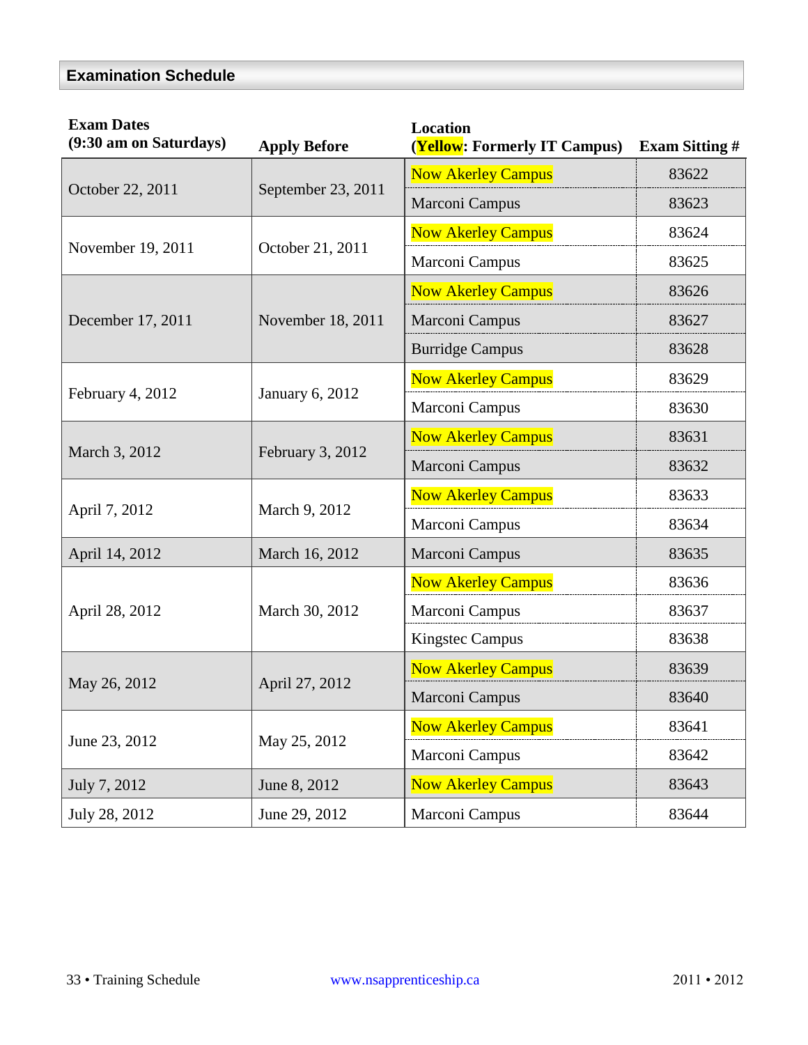## Examination Schedule

| Exam Dates (9:30 am on Saturdays) | Apply Before | Location (Yellow: Formerly IT Campus) | Exam Sitting # |
|---|---|---|---|
| October 22, 2011 | September 23, 2011 | Now Akerley Campus | 83622 |
| | | Marconi Campus | 83623 |
| November 19, 2011 | October 21, 2011 | Now Akerley Campus | 83624 |
| | | Marconi Campus | 83625 |
| December 17, 2011 | November 18, 2011 | Now Akerley Campus | 83626 |
| | | Marconi Campus | 83627 |
| | | Burridge Campus | 83628 |
| February 4, 2012 | January 6, 2012 | Now Akerley Campus | 83629 |
| | | Marconi Campus | 83630 |
| March 3, 2012 | February 3, 2012 | Now Akerley Campus | 83631 |
| | | Marconi Campus | 83632 |
| April 7, 2012 | March 9, 2012 | Now Akerley Campus | 83633 |
| | | Marconi Campus | 83634 |
| April 14, 2012 | March 16, 2012 | Marconi Campus | 83635 |
| April 28, 2012 | March 30, 2012 | Now Akerley Campus | 83636 |
| | | Marconi Campus | 83637 |
| | | Kingstec Campus | 83638 |
| May 26, 2012 | April 27, 2012 | Now Akerley Campus | 83639 |
| | | Marconi Campus | 83640 |
| June 23, 2012 | May 25, 2012 | Now Akerley Campus | 83641 |
| | | Marconi Campus | 83642 |
| July 7, 2012 | June 8, 2012 | Now Akerley Campus | 83643 |
| July 28, 2012 | June 29, 2012 | Marconi Campus | 83644 |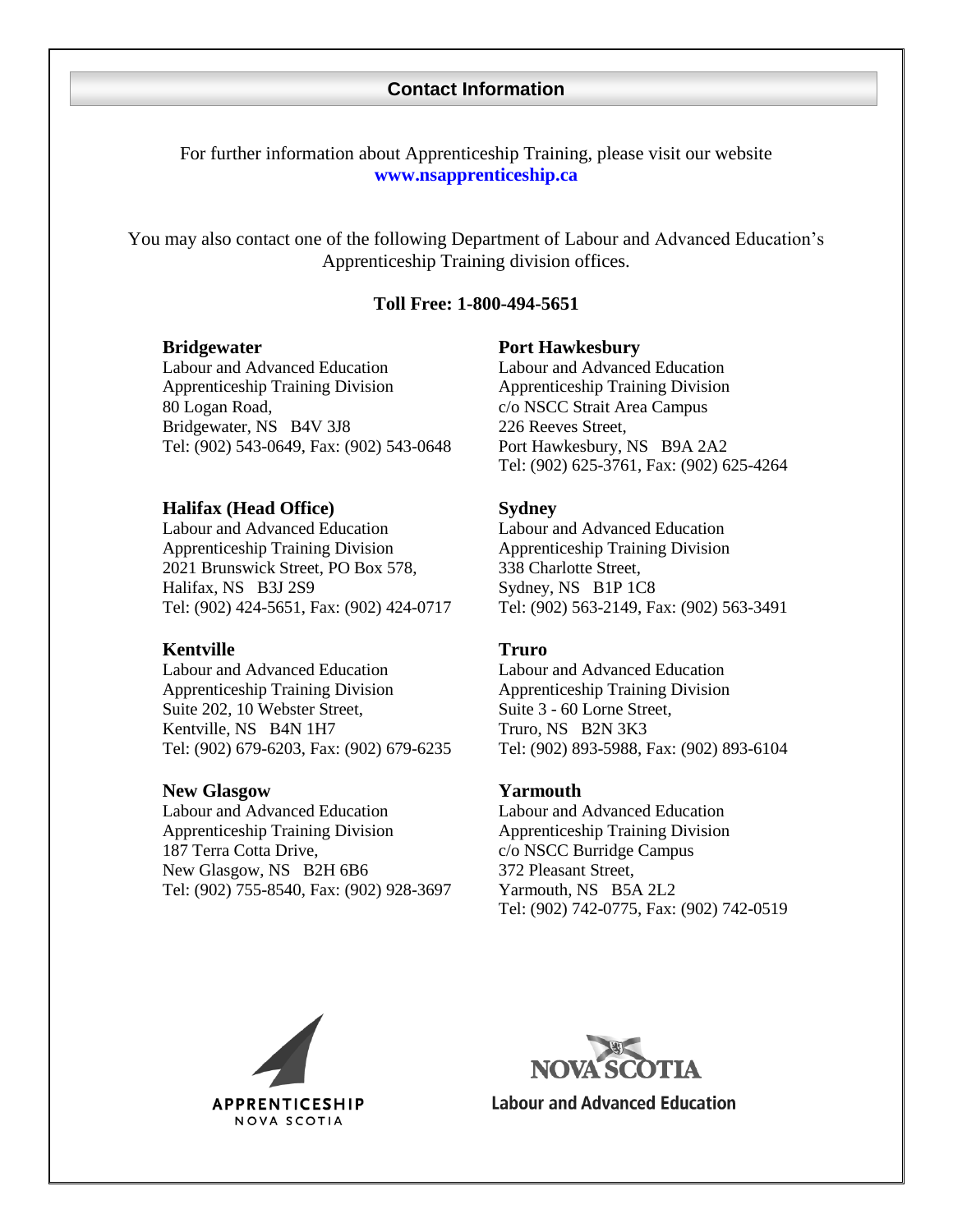## Contact Information

For further information about Apprenticeship Training, please visit our website **www.nsapprenticeship.ca**

You may also contact one of the following Department of Labour and Advanced Education's Apprenticeship Training division offices.

**Toll Free: 1-800-494-5651**

**Bridgewater**
Labour and Advanced Education
Apprenticeship Training Division
80 Logan Road,
Bridgewater, NS B4V 3J8
Tel: (902) 543-0649, Fax: (902) 543-0648

**Halifax (Head Office)**
Labour and Advanced Education
Apprenticeship Training Division
2021 Brunswick Street, PO Box 578,
Halifax, NS B3J 2S9
Tel: (902) 424-5651, Fax: (902) 424-0717

**Kentville**
Labour and Advanced Education
Apprenticeship Training Division
Suite 202, 10 Webster Street,
Kentville, NS B4N 1H7
Tel: (902) 679-6203, Fax: (902) 679-6235

**New Glasgow**
Labour and Advanced Education
Apprenticeship Training Division
187 Terra Cotta Drive,
New Glasgow, NS B2H 6B6
Tel: (902) 755-8540, Fax: (902) 928-3697

**Port Hawkesbury**
Labour and Advanced Education
Apprenticeship Training Division
c/o NSCC Strait Area Campus
226 Reeves Street,
Port Hawkesbury, NS B9A 2A2
Tel: (902) 625-3761, Fax: (902) 625-4264

**Sydney**
Labour and Advanced Education
Apprenticeship Training Division
338 Charlotte Street,
Sydney, NS B1P 1C8
Tel: (902) 563-2149, Fax: (902) 563-3491

**Truro**
Labour and Advanced Education
Apprenticeship Training Division
Suite 3 - 60 Lorne Street,
Truro, NS B2N 3K3
Tel: (902) 893-5988, Fax: (902) 893-6104

**Yarmouth**
Labour and Advanced Education
Apprenticeship Training Division
c/o NSCC Burridge Campus
372 Pleasant Street,
Yarmouth, NS B5A 2L2
Tel: (902) 742-0775, Fax: (902) 742-0519

APPRENTICESHIP
NOVA SCOTIA

NOVA SCOTIA
Labour and Advanced Education